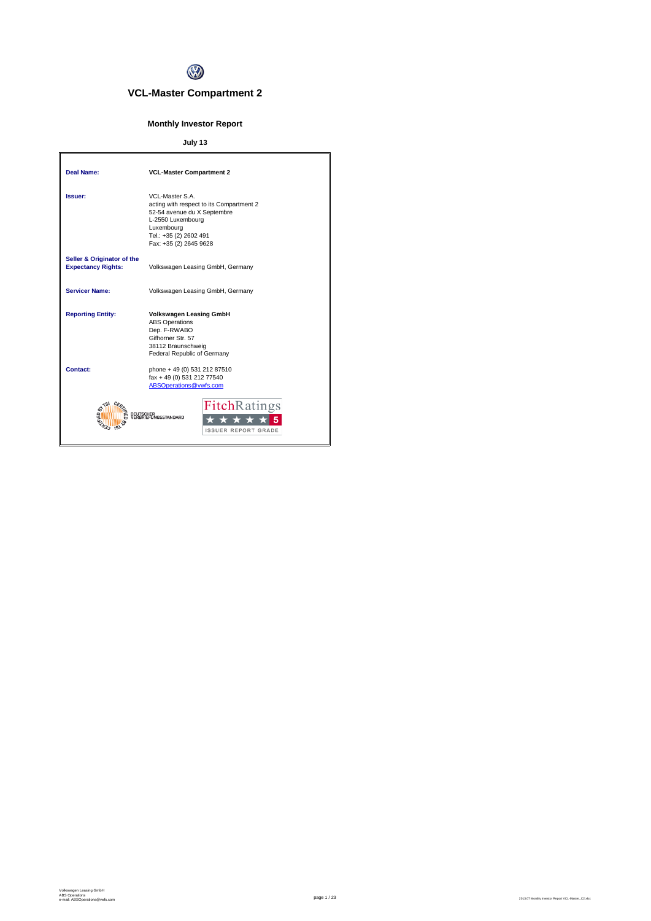# VCL-Master Compartment 2

## Monthly Investor Report

**July 13**

| | |
|---|---|
| **Deal Name:** | **VCL-Master Compartment 2** |
| **Issuer:** | VCL-Master S.A.<br>acting with respect to its Compartment 2<br>52-54 avenue du X Septembre<br>L-2550 Luxembourg<br>Luxembourg<br>Tel.: +35 (2) 2602 491<br>Fax: +35 (2) 2645 9628 |
| **Seller & Originator of the Expectancy Rights:** | Volkswagen Leasing GmbH, Germany |
| **Servicer Name:** | Volkswagen Leasing GmbH, Germany |
| **Reporting Entity:** | **Volkswagen Leasing GmbH**<br>ABS Operations<br>Dep. F-RWABO<br>Gifhorner Str. 57<br>38112 Braunschweig<br>Federal Republic of Germany |
| **Contact:** | phone + 49 (0) 531 212 87510<br>fax + 49 (0) 531 212 77540<br>ABSOperations@vwfs.com |

CERTIFIED BY TSI DEUTSCHER VERBRIEFUNGSSTANDARD

FitchRatings ★★★★★ 5 ISSUER REPORT GRADE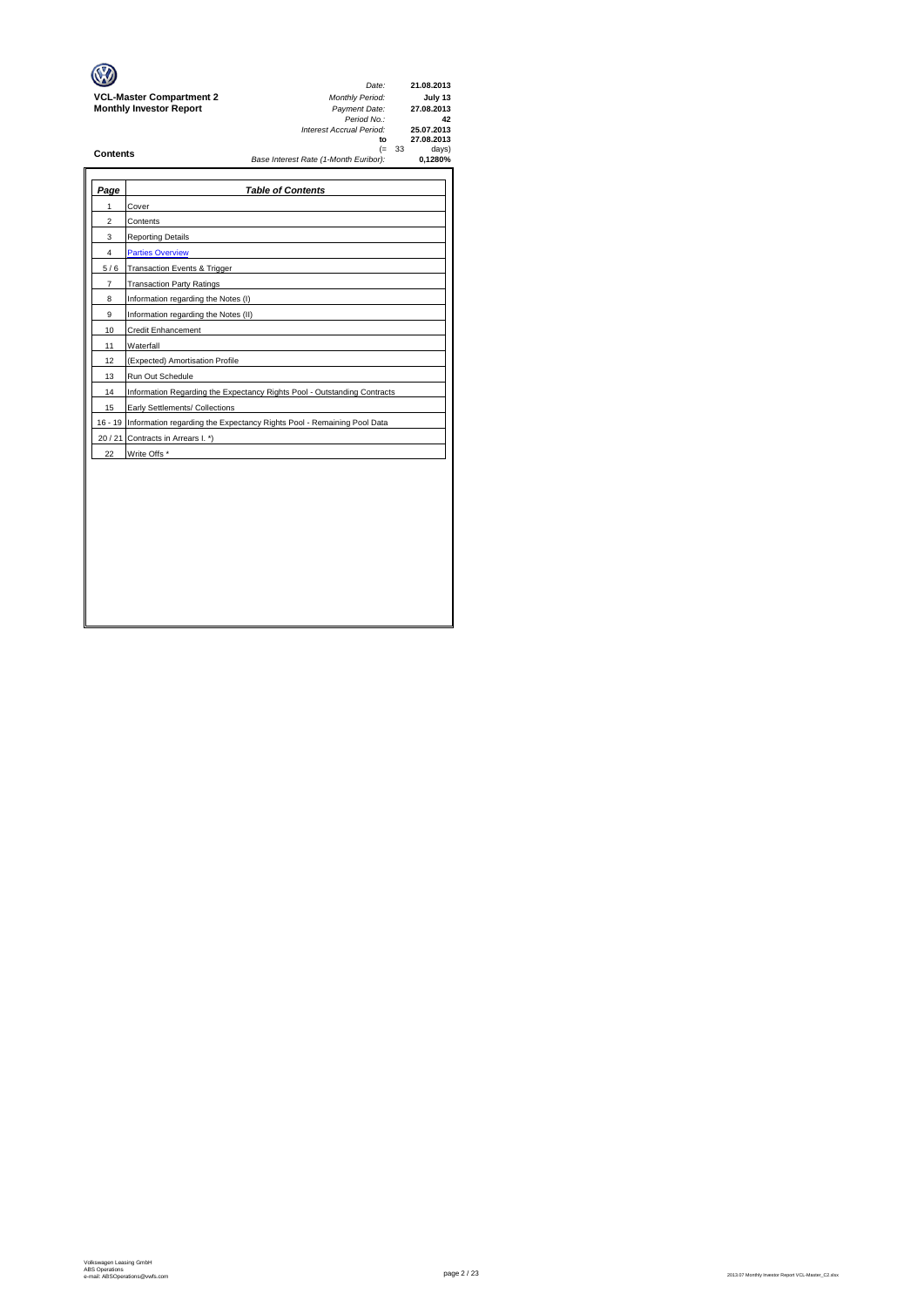**VCL-Master Compartment 2**
**Monthly Investor Report**

| | |
|---|---|
| *Date:* | **21.08.2013** |
| *Monthly Period:* | **July 13** |
| *Payment Date:* | **27.08.2013** |
| *Period No.:* | **42** |
| *Interest Accrual Period:* | **25.07.2013** |
| **to** | **27.08.2013** |
| (= 33 | days) |
| *Base Interest Rate (1-Month Euribor):* | **0,1280%** |

## Contents

| *Page* | *Table of Contents* |
|---|---|
| 1 | Cover |
| 2 | Contents |
| 3 | Reporting Details |
| 4 | Parties Overview |
| 5 / 6 | Transaction Events & Trigger |
| 7 | Transaction Party Ratings |
| 8 | Information regarding the Notes (I) |
| 9 | Information regarding the Notes (II) |
| 10 | Credit Enhancement |
| 11 | Waterfall |
| 12 | (Expected) Amortisation Profile |
| 13 | Run Out Schedule |
| 14 | Information Regarding the Expectancy Rights Pool - Outstanding Contracts |
| 15 | Early Settlements/ Collections |
| 16 - 19 | Information regarding the Expectancy Rights Pool - Remaining Pool Data |
| 20 / 21 | Contracts in Arrears I. *) |
| 22 | Write Offs * |

Volkswagen Leasing GmbH
ABS Operations
e-mail: ABSOperations@vwfs.com

2013.07 Monthly Investor Report VCL-Master_C2.xlsx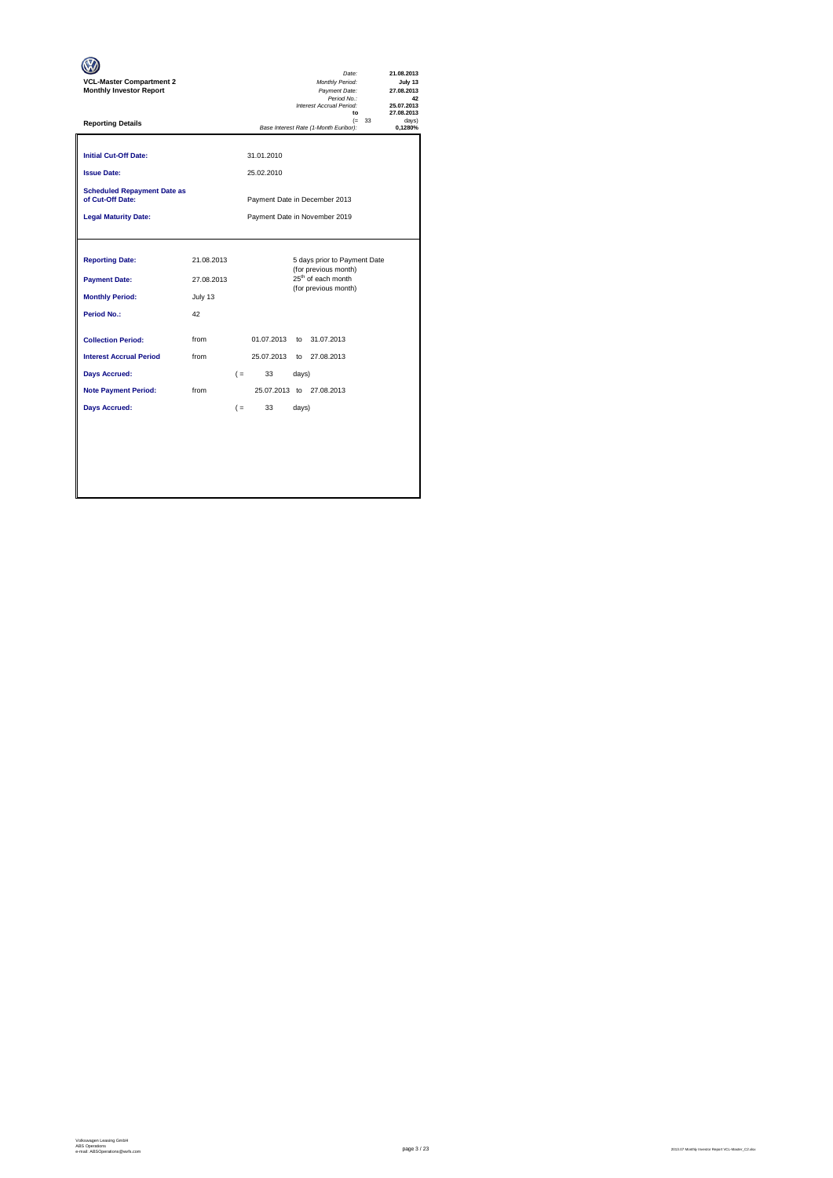**VCL-Master Compartment 2**
**Monthly Investor Report**

| | |
|---|---|
| *Date:* | **21.08.2013** |
| *Monthly Period:* | **July 13** |
| *Payment Date:* | **27.08.2013** |
| *Period No.:* | **42** |
| *Interest Accrual Period:* | **25.07.2013** |
| **to** | **27.08.2013** |
| (= 33 | days) |
| *Base Interest Rate (1-Month Euribor):* | **0,1280%** |

**Reporting Details**

| | | |
|---|---|---|
| **Initial Cut-Off Date:** | | 31.01.2010 |
| **Issue Date:** | | 25.02.2010 |
| **Scheduled Repayment Date as of Cut-Off Date:** | | Payment Date in December 2013 |
| **Legal Maturity Date:** | | Payment Date in November 2019 |

| | | | | | |
|---|---|---|---|---|---|
| **Reporting Date:** | 21.08.2013 | | 5 days prior to Payment Date (for previous month) | | |
| **Payment Date:** | 27.08.2013 | | 25th of each month (for previous month) | | |
| **Monthly Period:** | July 13 | | | | |
| **Period No.:** | 42 | | | | |
| **Collection Period:** | from | 01.07.2013 | to | 31.07.2013 | |
| **Interest Accrual Period** | from | 25.07.2013 | to | 27.08.2013 | |
| **Days Accrued:** | | ( = | 33 | days) | |
| **Note Payment Period:** | from | 25.07.2013 | to | 27.08.2013 | |
| **Days Accrued:** | | ( = | 33 | days) | |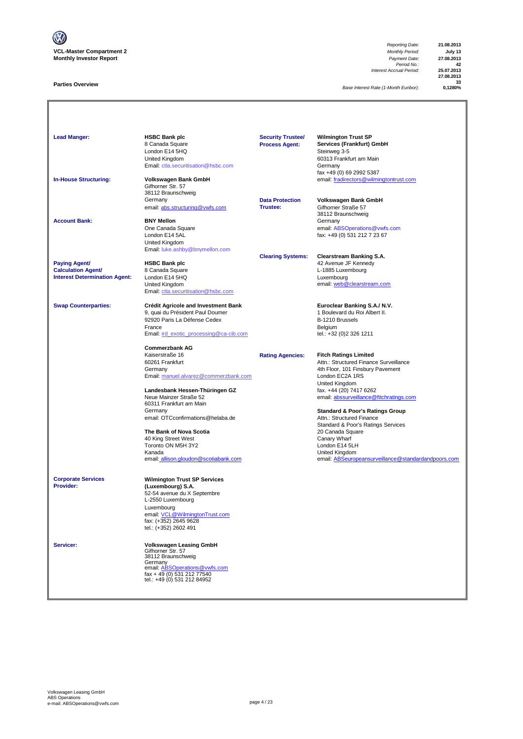**VCL-Master Compartment 2**
**Monthly Investor Report**

| | |
|---|---|
| *Reporting Date:* | **21.08.2013** |
| *Monthly Period:* | **July 13** |
| *Payment Date:* | **27.08.2013** |
| *Period No.:* | **42** |
| *Interest Accrual Period:* | **25.07.2013** |
| | **27.08.2013** |
| | **33** |
| *Base Interest Rate (1-Month Euribor):* | **0,1280%** |

**Parties Overview**

**Lead Manger:**
**HSBC Bank plc**
8 Canada Square
London E14 5HQ
United Kingdom
Email: ctla.securitisation@hsbc.com

**In-House Structuring:**
**Volkswagen Bank GmbH**
Gifhorner Str. 57
38112 Braunschweig
Germany
email: abs.structuring@vwfs.com

**Account Bank:**
**BNY Mellon**
One Canada Square
London E14 5AL
United Kingdom
Email: luke.ashby@bnymellon.com

**Paying Agent/ Calculation Agent/ Interest Determination Agent:**
**HSBC Bank plc**
8 Canada Square
London E14 5HQ
United Kingdom
Email: ctla.securitisation@hsbc.com

**Swap Counterparties:**
**Crédit Agricole and Investment Bank**
9, quai du Président Paul Doumer
92920 Paris La Défense Cedex
France
Email: ird_exotic_processing@ca-cib.com

**Commerzbank AG**
Kaiserstraße 16
60261 Frankfurt
Germany
Email: manuel.alvarez@commerzbank.com

**Landesbank Hessen-Thüringen GZ**
Neue Mainzer Straße 52
60311 Frankfurt am Main
Germany
email: OTCconfirmations@helaba.de

**The Bank of Nova Scotia**
40 King Street West
Toronto ON M5H 3Y2
Kanada
email: allison.gloudon@scotiabank.com

**Corporate Services Provider:**
**Wilmington Trust SP Services (Luxembourg) S.A.**
52-54 avenue du X Septembre
L-2550 Luxembourg
Luxembourg
email: VCL@WilmingtonTrust.com
fax: (+352) 2645 9628
tel.: (+352) 2602 491

**Servicer:**
**Volkswagen Leasing GmbH**
Gifhorner Str. 57
38112 Braunschweig
Germany
email: ABSOperations@vwfs.com
fax + 49 (0) 531 212 77540
tel.: +49 (0) 531 212 84952

**Security Trustee/ Process Agent:**
**Wilmington Trust SP Services (Frankfurt) GmbH**
Steinweg 3-5
60313 Frankfurt am Main
Germany
fax +49 (0) 69 2992 5387
email: fradirectors@wilmingtontrust.com

**Data Protection Trustee:**
**Volkswagen Bank GmbH**
Gifhorner Straße 57
38112 Braunschweig
Germany
email: ABSOperations@vwfs.com
fax: +49 (0) 531 212 7 23 67

**Clearing Systems:**
**Clearstream Banking S.A.**
42 Avenue JF Kennedy
L-1885 Luxembourg
Luxembourg
email: web@clearstream.com

**Euroclear Banking S.A./ N.V.**
1 Boulevard du Roi Albert II.
B-1210 Brussels
Belgium
tel.: +32 (0)2 326 1211

**Rating Agencies:**
**Fitch Ratings Limited**
Attn.: Structured Finance Surveillance
4th Floor, 101 Finsbury Pavement
London EC2A 1RS
United Kingdom
fax. +44 (20) 7417 6262
email: abssurveillance@fitchratings.com

**Standard & Poor's Ratings Group**
Attn.: Structured Finance
Standard & Poor's Ratings Services
20 Canada Square
Canary Wharf
London E14 5LH
United Kingdom
email: ABSeuropeansurveillance@standardandpoors.com

Volkswagen Leasing GmbH
ABS Operations
e-mail: ABSOperations@vwfs.com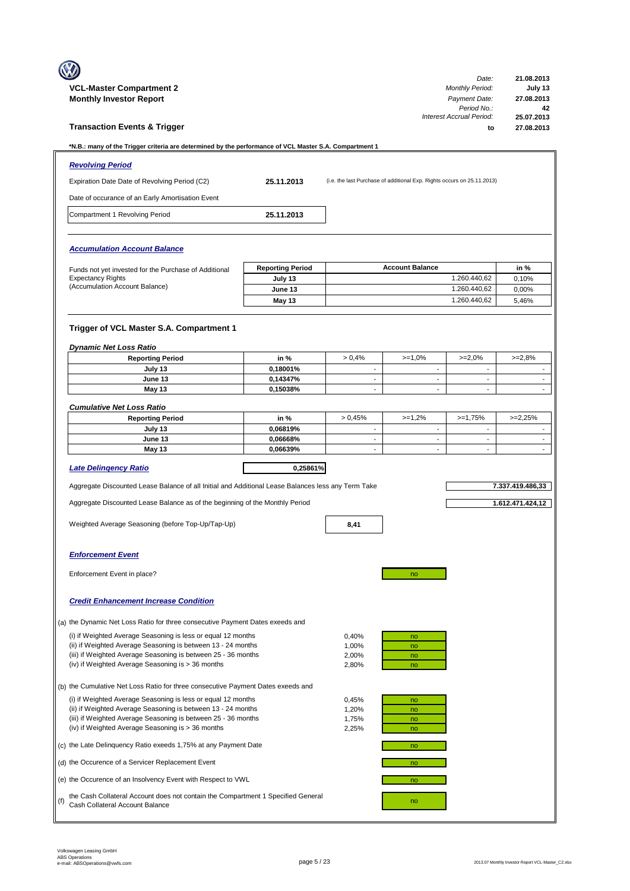**VCL-Master Compartment 2**
**Monthly Investor Report**

| | |
|---|---|
| *Date:* | **21.08.2013** |
| *Monthly Period:* | **July 13** |
| *Payment Date:* | **27.08.2013** |
| *Period No.:* | **42** |
| *Interest Accrual Period:* | **25.07.2013** |
| **to** | **27.08.2013** |

## Transaction Events & Trigger

**\*N.B.: many of the Trigger criteria are determined by the performance of VCL Master S.A. Compartment 1**

### *Revolving Period*

| | | |
|---|---|---|
| Expiration Date Date of Revolving Period (C2) | **25.11.2013** | (i.e. the last Purchase of additional Exp. Rights occurs on 25.11.2013) |
| Date of occurance of an Early Amortisation Event | | |
| Compartment 1 Revolving Period | **25.11.2013** | |

### *Accumulation Account Balance*

Funds not yet invested for the Purchase of Additional Expectancy Rights (Accumulation Account Balance)

| Reporting Period | Account Balance | in % |
|---|---|---|
| **July 13** | 1.260.440,62 | 0,10% |
| **June 13** | 1.260.440,62 | 0,00% |
| **May 13** | 1.260.440,62 | 5,46% |

### Trigger of VCL Master S.A. Compartment 1

*Dynamic Net Loss Ratio*

| Reporting Period | in % | > 0,4% | >=1,0% | >=2,0% | >=2,8% |
|---|---|---|---|---|---|
| **July 13** | **0,18001%** | - | - | - | - |
| **June 13** | **0,14347%** | - | - | - | - |
| **May 13** | **0,15038%** | - | - | - | - |

*Cumulative Net Loss Ratio*

| Reporting Period | in % | > 0,45% | >=1,2% | >=1,75% | >=2,25% |
|---|---|---|---|---|---|
| **July 13** | **0,06819%** | - | - | - | - |
| **June 13** | **0,06668%** | - | - | - | - |
| **May 13** | **0,06639%** | - | - | - | - |

***Late Delinqency Ratio*** **0,25861%**

| | |
|---|---|
| Aggregate Discounted Lease Balance of all Initial and Additional Lease Balances less any Term Take | **7.337.419.486,33** |
| Aggregate Discounted Lease Balance as of the beginning of the Monthly Period | **1.612.471.424,12** |
| Weighted Average Seasoning (before Top-Up/Tap-Up) | **8,41** |

### *Enforcement Event*

Enforcement Event in place? no

### *Credit Enhancement Increase Condition*

| | | |
|---|---|---|
| (a) the Dynamic Net Loss Ratio for three consecutive Payment Dates exeeds and | | |
| (i) if Weighted Average Seasoning is less or equal 12 months | 0,40% | no |
| (ii) if Weighted Average Seasoning is between 13 - 24 months | 1,00% | no |
| (iii) if Weighted Average Seasoning is between 25 - 36 months | 2,00% | no |
| (iv) if Weighted Average Seasoning is > 36 months | 2,80% | no |
| (b) the Cumulative Net Loss Ratio for three consecutive Payment Dates exeeds and | | |
| (i) if Weighted Average Seasoning is less or equal 12 months | 0,45% | no |
| (ii) if Weighted Average Seasoning is between 13 - 24 months | 1,20% | no |
| (iii) if Weighted Average Seasoning is between 25 - 36 months | 1,75% | no |
| (iv) if Weighted Average Seasoning is > 36 months | 2,25% | no |
| (c) the Late Delinquency Ratio exeeds 1,75% at any Payment Date | | no |
| (d) the Occurence of a Servicer Replacement Event | | no |
| (e) the Occurence of an Insolvency Event with Respect to VWL | | no |
| (f) the Cash Collateral Account does not contain the Compartment 1 Specified General Cash Collateral Account Balance | | no |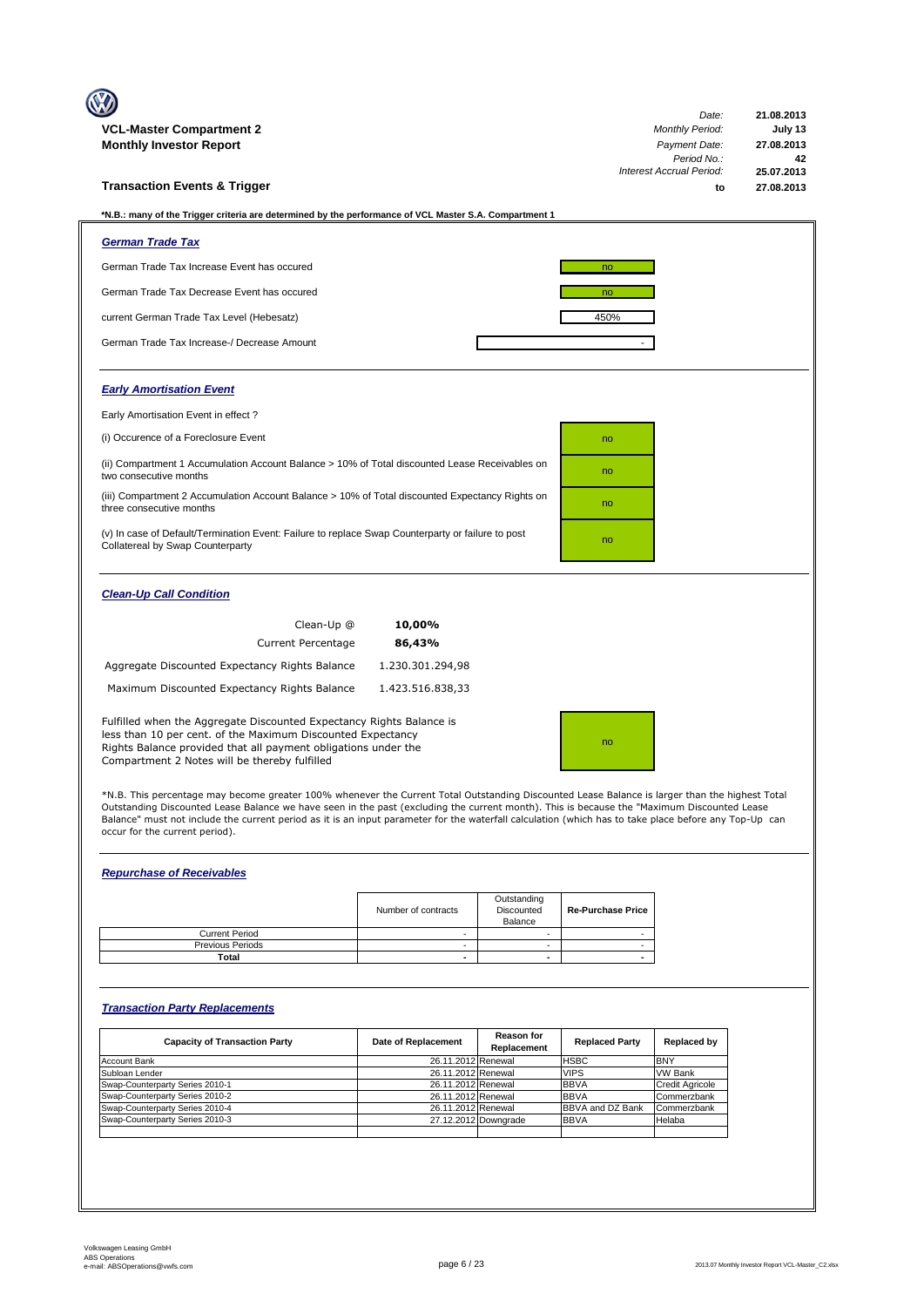**VCL-Master Compartment 2**
**Monthly Investor Report**

| | |
|---|---|
| *Date:* | **21.08.2013** |
| *Monthly Period:* | **July 13** |
| *Payment Date:* | **27.08.2013** |
| *Period No.:* | **42** |
| *Interest Accrual Period:* | **25.07.2013** |
| **to** | **27.08.2013** |

## Transaction Events & Trigger

**\*N.B.: many of the Trigger criteria are determined by the performance of VCL Master S.A. Compartment 1**

### *German Trade Tax*

| | |
|---|---|
| German Trade Tax Increase Event has occured | no |
| German Trade Tax Decrease Event has occured | no |
| current German Trade Tax Level (Hebesatz) | 450% |
| German Trade Tax Increase-/ Decrease Amount | - |

### *Early Amortisation Event*

Early Amortisation Event in effect ?

| | |
|---|---|
| (i) Occurence of a Foreclosure Event | no |
| (ii) Compartment 1 Accumulation Account Balance > 10% of Total discounted Lease Receivables on two consecutive months | no |
| (iii) Compartment 2 Accumulation Account Balance > 10% of Total discounted Expectancy Rights on three consecutive months | no |
| (v) In case of Default/Termination Event: Failure to replace Swap Counterparty or failure to post Collatereal by Swap Counterparty | no |

### *Clean-Up Call Condition*

| | |
|---|---|
| Clean-Up @ | **10,00%** |
| Current Percentage | **86,43%** |
| Aggregate Discounted Expectancy Rights Balance | 1.230.301.294,98 |
| Maximum Discounted Expectancy Rights Balance | 1.423.516.838,33 |

| | |
|---|---|
| Fulfilled when the Aggregate Discounted Expectancy Rights Balance is less than 10 per cent. of the Maximum Discounted Expectancy Rights Balance provided that all payment obligations under the Compartment 2 Notes will be thereby fulfilled | no |

\*N.B. This percentage may become greater 100% whenever the Current Total Outstanding Discounted Lease Balance is larger than the highest Total Outstanding Discounted Lease Balance we have seen in the past (excluding the current month). This is because the "Maximum Discounted Lease Balance" must not include the current period as it is an input parameter for the waterfall calculation (which has to take place before any Top-Up can occur for the current period).

### *Repurchase of Receivables*

| | Number of contracts | Outstanding Discounted Balance | Re-Purchase Price |
|---|---|---|---|
| Current Period | - | - | - |
| Previous Periods | - | - | - |
| **Total** | **-** | **-** | **-** |

### *Transaction Party Replacements*

| Capacity of Transaction Party | Date of Replacement | Reason for Replacement | Replaced Party | Replaced by |
|---|---|---|---|---|
| Account Bank | 26.11.2012 | Renewal | HSBC | BNY |
| Subloan Lender | 26.11.2012 | Renewal | VIPS | VW Bank |
| Swap-Counterparty Series 2010-1 | 26.11.2012 | Renewal | BBVA | Credit Agricole |
| Swap-Counterparty Series 2010-2 | 26.11.2012 | Renewal | BBVA | Commerzbank |
| Swap-Counterparty Series 2010-4 | 26.11.2012 | Renewal | BBVA and DZ Bank | Commerzbank |
| Swap-Counterparty Series 2010-3 | 27.12.2012 | Downgrade | BBVA | Helaba |

Volkswagen Leasing GmbH
ABS Operations
e-mail: ABSOperations@vwfs.com

2013.07 Monthly Investor Report VCL-Master_C2.xlsx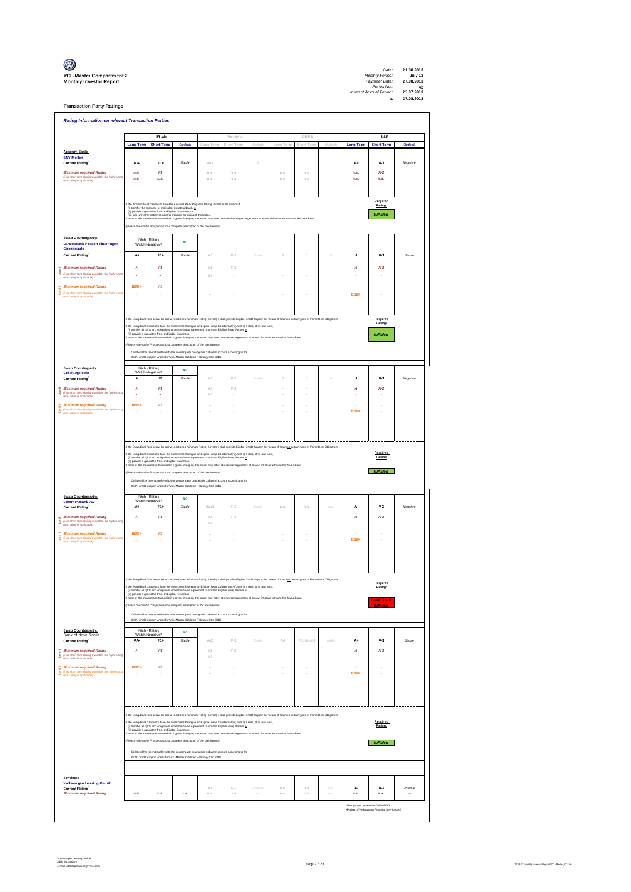**VCL-Master Compartment 2**
**Monthly Investor Report**

| | |
|---|---|
| *Date:* | **21.08.2013** |
| *Monthly Period:* | **July 13** |
| *Payment Date:* | **27.08.2013** |
| *Period No.:* | **42** |
| *Interest Accrual Period:* | **25.07.2013** |
| **to** | **27.08.2013** |

## Transaction Party Ratings

### *Rating Information on relevant Transaction Parties*

| | Fitch | | | Moody's | | | DBRS | | | S&P | | |
|---|---|---|---|---|---|---|---|---|---|---|---|---|
| | Long Term | Short Term | Outlook | Long Term | Short Term | Outlook | Long Term | Short Term | Outlook | Long Term | Short Term | Outlook |
| **Account Bank:** **BNY Mellon** | | | | | | | | | | | | |
| **Current Rating*** | AA- | F1+ | Stable | Aa3 | | 0 | | | | A+ | A-1 | Negative |
| *Minimum required Rating* (if no short term Rating available, the higher long term rating is applicable) | n.a. | F1 | | n.a. | n.a. | | n.a. | n.a. | | n.a. | A-1 | |
| | n.a. | n.a. | | n.a. | n.a. | | n.a. | n.a. | | n.a. | n.a. | |

If the Account Bank ceases to have the Account Bank Required Rating it shall, at its own cost,
(i) transfer the accounts to an Eligible Collateral Bank, or
(ii) provide a guarantee from an Eligible Guarantor, or
(iii) take any other action in order to maintain the rating of the Notes.
If none of the measures is taken within a given timespan, the Issuer may enter into new banking arrangements at its own initiative with another Account Bank.

(Please refer to the Prospectus for a complete description of the mechanism)

Required Rating: **fulfilled**

| | Fitch | | | Moody's | | | DBRS | | | S&P | | |
|---|---|---|---|---|---|---|---|---|---|---|---|---|
| **Swap Counterparty:** **Landesbank Hessen Thueringen Girozentrale** | Fitch - Rating Watch Negative? | | NO | | | | | | | | | |
| **Current Rating*** | A+ | F1+ | Stable | A2 | P-1 | Stable | 0 | 0 | 0 | A | A-1 | Stable |
| Level I *Minimum required Rating* (if no short term Rating available, the higher long term rating is applicable) | A | F1 | | A2 | P-1 | | - | - | | A | A-1 | |
| | - | - | | A1 | - | | - | - | | - | - | |
| Level II *Minimum required Rating* (if no short term Rating available, the higher long term rating is applicable) | BBB+ | F2 | | - | - | | - | - | | - | - | |
| | - | - | | - | - | | - | - | | BBB+ | - | |

If the Swap Bank falls below the above mentioned Minimum Rating (Level I) it shall provide Eligible Credit Support by means of Cash or certain types of Prime Debt Obligations
If the Swap Bank ceases to have the even lower Rating as an Eligible Swap Counterparty (Level II) it shall, at its own cost,
(i) transfer all rights and obligations under the Swap Agreement to another Eligible Swap Partner or
(ii) provide a guarantee from an Eligible Guarantor.
If none of the measures is taken within a given timespan, the Issuer may enter into new arrangements at its own initiative with another Swap Bank.

(Please refer to the Prospectus for a complete description of the mechanism)

Collateral has been transferred to the counterparty downgrade collateral account according to the ISDA Credit Support Annex for VCL Master C2 dated February 23rd 2010.

Required Rating: **fulfilled**

| | Fitch | | | Moody's | | | DBRS | | | S&P | | |
|---|---|---|---|---|---|---|---|---|---|---|---|---|
| **Swap Counterparty:** **Crédit Agricole** | Fitch - Rating Watch Negative? | | NO | | | | | | | | | |
| **Current Rating*** | A | F1 | Stable | A2 | P-1 | Stable | 0 | 0 | 0 | A | A-1 | Negative |
| Level I *Minimum required Rating* (if no short term Rating available, the higher long term rating is applicable) | A | F1 | | A2 | P-1 | | - | - | | A | A-1 | |
| | - | - | | A1 | - | | - | - | | - | - | |
| Level II *Minimum required Rating* (if no short term Rating available, the higher long term rating is applicable) | BBB+ | F2 | | - | - | | - | - | | - | - | |
| | - | - | | - | - | | - | - | | BBB+ | - | |

If the Swap Bank falls below the above mentioned Minimum Rating (Level I) it shall provide Eligible Credit Support by means of Cash or certain types of Prime Debt Obligations
If the Swap Bank ceases to have the even lower Rating as an Eligible Swap Counterparty (Level II) it shall, at its own cost,
(i) transfer all rights and obligations under the Swap Agreement to another Eligible Swap Partner or
(ii) provide a guarantee from an Eligible Guarantor.
If none of the measures is taken within a given timespan, the Issuer may enter into new arrangements at its own initiative with another Swap Bank.

(Please refer to the Prospectus for a complete description of the mechanism)

Collateral has been transferred to the counterparty downgrade collateral account according to the ISDA Credit Support Annex for VCL Master C2 dated February 23rd 2010.

Required Rating: **fulfilled**

| | Fitch | | | Moody's | | | DBRS | | | S&P | | |
|---|---|---|---|---|---|---|---|---|---|---|---|---|
| **Swap Counterparty:** **Commerzbank AG** | Fitch - Rating Watch Negative? | | NO | | | | | | | | | |
| **Current Rating*** | A+ | F1+ | Stable | Baa1 | P-2 | Stable | n.a. | n.a. | n.a. | A- | A-2 | Negative |
| Level I *Minimum required Rating* (if no short term Rating available, the higher long term rating is applicable) | A | F1 | | A2 | P-1 | | - | - | | A | A-1 | |
| | - | - | | A1 | - | | - | - | | - | - | |
| Level II *Minimum required Rating* (if no short term Rating available, the higher long term rating is applicable) | BBB+ | F2 | | - | - | | - | - | | - | - | |
| | - | - | | - | - | | - | - | | BBB+ | - | |

If the Swap Bank falls below the above mentioned Minimum Rating (Level I) it shall provide Eligible Credit Support by means of Cash or certain types of Prime Debt Obligations
If the Swap Bank ceases to have the even lower Rating as an Eligible Swap Counterparty (Level II) it shall, at its own cost,
(i) transfer all rights and obligations under the Swap Agreement to another Eligible Swap Partner or
(ii) provide a guarantee from an Eligible Guarantor.
If none of the measures is taken within a given timespan, the Issuer may enter into new arrangements at its own initiative with another Swap Bank.

(Please refer to the Prospectus for a complete description of the mechanism)

Collateral has been transferred to the counterparty downgrade collateral account according to the ISDA Credit Support Annex for VCL Master C2 dated February 23rd 2010.

Required Rating: **Level I not fulfilled**

| | Fitch | | | Moody's | | | DBRS | | | S&P | | |
|---|---|---|---|---|---|---|---|---|---|---|---|---|
| **Swap Counterparty:** Bank of Nova Scotia | Fitch - Rating Watch Negative? | | NO | | | | | | | | | |
| **Current Rating*** | AA- | F1+ | Stable | Aa2 | P-1 | Stable | AA | R-1 (high) | stable | A+ | A-1 | Stable |
| Level I *Minimum required Rating* (if no short term Rating available, the higher long term rating is applicable) | A | F1 | | A2 | P-1 | | - | - | | A | A-1 | |
| | - | - | | A1 | - | | - | - | | - | - | |
| Level II *Minimum required Rating* (if no short term Rating available, the higher long term rating is applicable) | BBB+ | F2 | | - | - | | - | - | | - | - | |
| | - | - | | - | - | | - | - | | BBB+ | - | |

If the Swap Bank falls below the above mentioned Minimum Rating (Level I) it shall provide Eligible Credit Support by means of Cash or certain types of Prime Debt Obligations
If the Swap Bank ceases to have the even lower Rating as an Eligible Swap Counterparty (Level II) it shall, at its own cost,
(i) transfer all rights and obligations under the Swap Agreement to another Eligible Swap Partner or
(ii) provide a guarantee from an Eligible Guarantor.
If none of the measures is taken within a given timespan, the Issuer may enter into new arrangements at its own initiative with another Swap Bank.

(Please refer to the Prospectus for a complete description of the mechanism)

Collateral has been transferred to the counterparty downgrade collateral account according to the ISDA Credit Support Annex for VCL Master C2 dated February 23rd 2010.

Required Rating: **fulfilled**

| | Fitch | | | Moody's | | | DBRS | | | S&P | | |
|---|---|---|---|---|---|---|---|---|---|---|---|---|
| **Servicer:** **Volkswagen Leasing GmbH** | | | | | | | | | | | | |
| **Current Rating*** | | | | A3 | P-2 | Positive | n.a. | n.a. | n.a. | A- | A-2 | Positive |
| *Minimum required Rating* | n.a. | n.a. | n.a. | n.a. | n.a. | n.a. | n.a. | n.a. | n.a. | n.a. | n.a. | n.a. |

*Ratings last updated on 01/08/2013
+Rating of Volkswagen Financial Services AG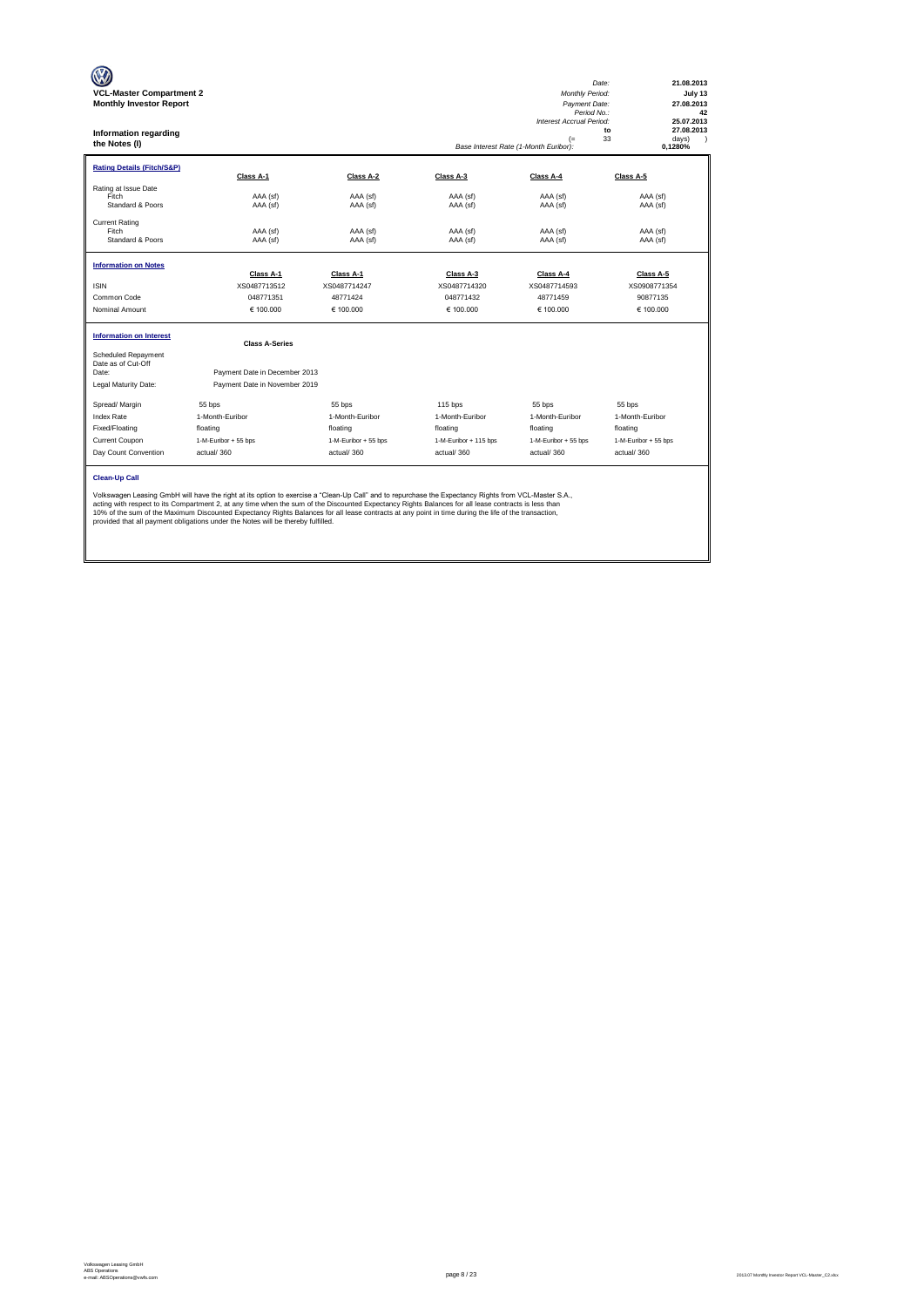**VCL-Master Compartment 2**
**Monthly Investor Report**

| | |
|---|---|
| *Date:* | **21.08.2013** |
| *Monthly Period:* | **July 13** |
| *Payment Date:* | **27.08.2013** |
| *Period No.:* | **42** |
| *Interest Accrual Period:* | **25.07.2013** |
| to | **27.08.2013** |
| (= 33 | days) |
| *Base Interest Rate (1-Month Euribor):* | **0,1280%** |

## Information regarding the Notes (I)

| **Rating Details (Fitch/S&P)** | **Class A-1** | **Class A-2** | **Class A-3** | **Class A-4** | **Class A-5** |
|---|---|---|---|---|---|
| Rating at Issue Date | | | | | |
| Fitch | AAA (sf) | AAA (sf) | AAA (sf) | AAA (sf) | AAA (sf) |
| Standard & Poors | AAA (sf) | AAA (sf) | AAA (sf) | AAA (sf) | AAA (sf) |
| Current Rating | | | | | |
| Fitch | AAA (sf) | AAA (sf) | AAA (sf) | AAA (sf) | AAA (sf) |
| Standard & Poors | AAA (sf) | AAA (sf) | AAA (sf) | AAA (sf) | AAA (sf) |

| **Information on Notes** | **Class A-1** | **Class A-1** | **Class A-3** | **Class A-4** | **Class A-5** |
|---|---|---|---|---|---|
| ISIN | XS0487713512 | XS0487714247 | XS0487714320 | XS0487714593 | XS0908771354 |
| Common Code | 048771351 | 48771424 | 048771432 | 48771459 | 90877135 |
| Nominal Amount | € 100.000 | € 100.000 | € 100.000 | € 100.000 | € 100.000 |

**Information on Interest**

| | **Class A-Series** |
|---|---|
| Scheduled Repayment Date as of Cut-Off Date: | Payment Date in December 2013 |
| Legal Maturity Date: | Payment Date in November 2019 |

| | | | | | |
|---|---|---|---|---|---|
| Spread/ Margin | 55 bps | 55 bps | 115 bps | 55 bps | 55 bps |
| Index Rate | 1-Month-Euribor | 1-Month-Euribor | 1-Month-Euribor | 1-Month-Euribor | 1-Month-Euribor |
| Fixed/Floating | floating | floating | floating | floating | floating |
| Current Coupon | 1-M-Euribor + 55 bps | 1-M-Euribor + 55 bps | 1-M-Euribor + 115 bps | 1-M-Euribor + 55 bps | 1-M-Euribor + 55 bps |
| Day Count Convention | actual/ 360 | actual/ 360 | actual/ 360 | actual/ 360 | actual/ 360 |

**Clean-Up Call**

Volkswagen Leasing GmbH will have the right at its option to exercise a "Clean-Up Call" and to repurchase the Expectancy Rights from VCL-Master S.A., acting with respect to its Compartment 2, at any time when the sum of the Discounted Expectancy Rights Balances for all lease contracts is less than 10% of the sum of the Maximum Discounted Expectancy Rights Balances for all lease contracts at any point in time during the life of the transaction, provided that all payment obligations under the Notes will be thereby fulfilled.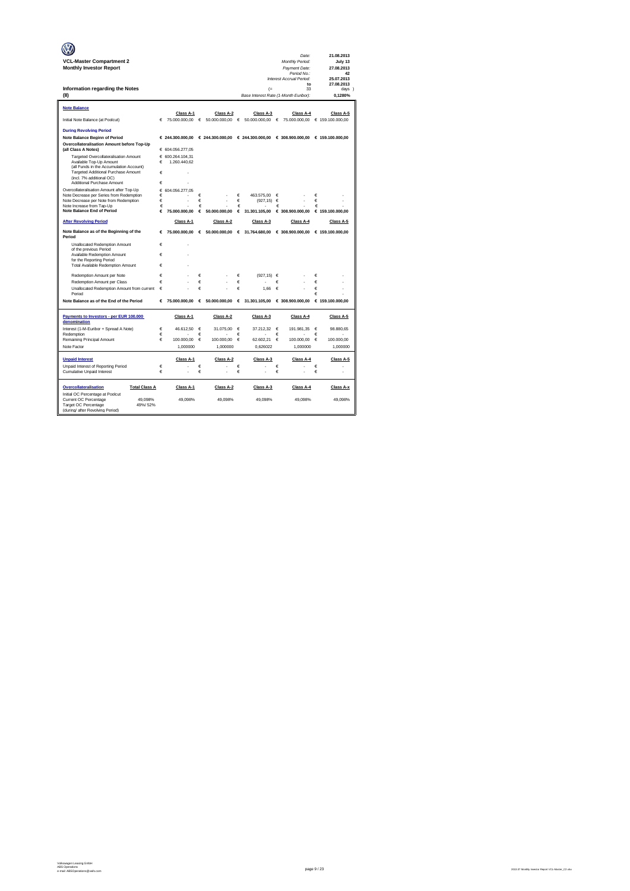**VCL-Master Compartment 2**
**Monthly Investor Report**

| | |
|---|---|
| *Date:* | **21.08.2013** |
| *Monthly Period:* | **July 13** |
| *Payment Date:* | **27.08.2013** |
| *Period No.:* | **42** |
| *Interest Accrual Period:* | **25.07.2013** |
| **to** | **27.08.2013** |
| (= 33 | days ) |
| *Base Interest Rate (1-Month Euribor):* | **0,1280%** |

**Information regarding the Notes**
**(II)**

| **Note Balance** | Class A-1 | Class A-2 | Class A-3 | Class A-4 | Class A-5 |
|---|---|---|---|---|---|
| Initial Note Balance (at Poolcut) | € 75.000.000,00 | € 50.000.000,00 | € 50.000.000,00 | € 75.000.000,00 | € 159.100.000,00 |
| **During Revolving Period** | | | | | |
| **Note Balance Beginn of Period** | **€ 244.300.000,00** | **€ 244.300.000,00** | **€ 244.300.000,00** | **€ 308.900.000,00** | **€ 159.100.000,00** |
| **Overcollateralisation Amount before Top-Up (all Class A Notes)** | € 604.056.277,05 | | | | |
| Targeted Overcollateralisation Amount | € 600.264.104,31 | | | | |
| Available Top-Up Amount (all Funds in the Accumulation Account) | € 1.260.440,62 | | | | |
| Targeted Additional Purchase Amount (incl. 7% additional OC) | € - | | | | |
| Additional Purchase Amount | € - | | | | |
| Overcollateralisation Amount after Top-Up | € 604.056.277,05 | | | | |
| Note Decrease per Series from Redemption | € - | € - | € 463.575,00 | € - | € - |
| Note Decrease per Note from Redemption | € - | € - | € (927,15) | € - | € - |
| Note Increase from Tap-Up | € - | € - | € - | € - | € - |
| **Note Balance End of Period** | **€ 75.000.000,00** | **€ 50.000.000,00** | **€ 31.301.105,00** | **€ 308.900.000,00** | **€ 159.100.000,00** |
| **After Revolving Period** | Class A-1 | Class A-2 | Class A-3 | Class A-4 | Class A-5 |
| **Note Balance as of the Beginning of the Period** | **€ 75.000.000,00** | **€ 50.000.000,00** | **€ 31.764.680,00** | **€ 308.900.000,00** | **€ 159.100.000,00** |
| Unallocated Redemption Amount of the previous Period | € - | | | | |
| Available Redemption Amount for the Reporting Period | € - | | | | |
| Total Available Redemption Amount | € - | | | | |
| Redemption Amount per Note | € - | € - | € (927,15) | € - | € - |
| Redemption Amount per Class | € - | € - | € - | € - | € - |
| Unallocated Redemption Amount from current Period | € - | € - | € 1,66 | € - | € - / € - |
| **Note Balance as of the End of the Period** | **€ 75.000.000,00** | **€ 50.000.000,00** | **€ 31.301.105,00** | **€ 308.900.000,00** | **€ 159.100.000,00** |

| **Payments to Investors - per EUR 100.000 denomination** | Class A-1 | Class A-2 | Class A-3 | Class A-4 | Class A-5 |
|---|---|---|---|---|---|
| Interest (1-M-Euribor + Spread A Note) | € 46.612,50 | € 31.075,00 | € 37.212,32 | € 191.981,35 | € 98.880,65 |
| Redemption | € - | € - | € - | € - | € - |
| Remaining Principal Amount | € 100.000,00 | € 100.000,00 | € 62.602,21 | € 100.000,00 | € 100.000,00 |
| Note Factor | 1,000000 | 1,000000 | 0,626022 | 1,000000 | 1,000000 |

| **Unpaid Interest** | Class A-1 | Class A-2 | Class A-3 | Class A-4 | Class A-5 |
|---|---|---|---|---|---|
| Unpaid Interest of Reporting Period | € - | € - | € - | € - | € - |
| Cumulative Unpaid Interest | € - | € - | € - | € - | € - |

| **Overcollateralisation** | **Total Class A** | Class A-1 | Class A-2 | Class A-3 | Class A-4 | Class A-x |
|---|---|---|---|---|---|---|
| Initial OC Percentage at Poolcut | | | | | | |
| Current OC Percentage | 49,098% | 49,098% | 49,098% | 49,098% | 49,098% | 49,098% |
| Target OC Percentage (during/ after Revolving Period) | 49%/ 52% | | | | | |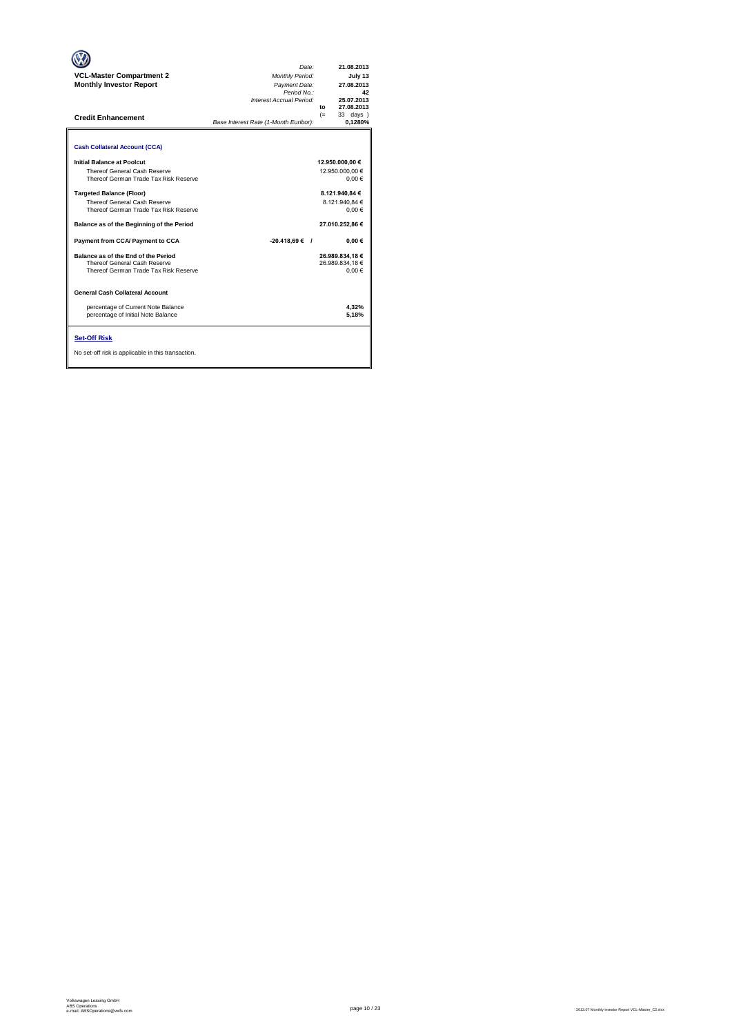**VCL-Master Compartment 2**
**Monthly Investor Report**

| | |
|---|---|
| *Date:* | **21.08.2013** |
| *Monthly Period:* | **July 13** |
| *Payment Date:* | **27.08.2013** |
| *Period No.:* | **42** |
| *Interest Accrual Period:* | **25.07.2013** |
| to | **27.08.2013** |
| (= | 33 days ) |
| *Base Interest Rate (1-Month Euribor):* | **0,1280%** |

**Credit Enhancement**

**Cash Collateral Account (CCA)**

| | | |
|---|---|---|
| **Initial Balance at Poolcut** | | **12.950.000,00 €** |
| Thereof General Cash Reserve | | 12.950.000,00 € |
| Thereof German Trade Tax Risk Reserve | | 0,00 € |
| **Targeted Balance (Floor)** | | **8.121.940,84 €** |
| Thereof General Cash Reserve | | 8.121.940,84 € |
| Thereof German Trade Tax Risk Reserve | | 0,00 € |
| **Balance as of the Beginning of the Period** | | **27.010.252,86 €** |
| **Payment from CCA/ Payment to CCA** | **-20.418,69 € /** | **0,00 €** |
| **Balance as of the End of the Period** | | **26.989.834,18 €** |
| Thereof General Cash Reserve | | 26.989.834,18 € |
| Thereof German Trade Tax Risk Reserve | | 0,00 € |

**General Cash Collateral Account**

| | |
|---|---|
| percentage of Current Note Balance | **4,32%** |
| percentage of Initial Note Balance | **5,18%** |

**Set-Off Risk**

No set-off risk is applicable in this transaction.

Volkswagen Leasing GmbH
ABS Operations
e-mail: ABSOperations@vwfs.com

2013.07 Monthly Investor Report VCL-Master_C2.xlsx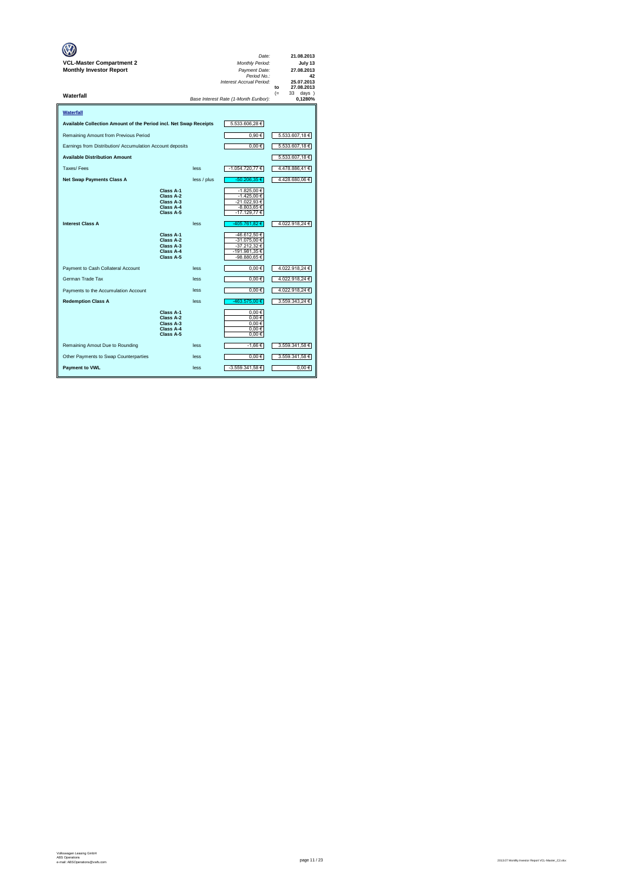**VCL-Master Compartment 2**
**Monthly Investor Report**

| | |
|---|---|
| *Date:* | **21.08.2013** |
| *Monthly Period:* | **July 13** |
| *Payment Date:* | **27.08.2013** |
| *Period No.:* | **42** |
| *Interest Accrual Period:* | **25.07.2013** |
| to | **27.08.2013** |
| (= | 33 days ) |
| *Base Interest Rate (1-Month Euribor):* | **0,1280%** |

**Waterfall**

| **Waterfall** | | | | |
|---|---|---|---|---|
| **Available Collection Amount of the Period incl. Net Swap Receipts** | | | 5.533.606,28 € | |
| Remaining Amount from Previous Period | | | 0,90 € | 5.533.607,18 € |
| Earnings from Distribution/ Accumulation Account deposits | | | 0,00 € | 5.533.607,18 € |
| **Available Distribution Amount** | | | | 5.533.607,18 € |
| Taxes/ Fees | | less | -1.054.720,77 € | 4.478.886,41 € |
| **Net Swap Payments Class A** | | less / plus | -50.206,35 € | 4.428.680,06 € |
| | **Class A-1** | | -1.825,00 € | |
| | **Class A-2** | | -1.425,00 € | |
| | **Class A-3** | | -21.022,93 € | |
| | **Class A-4** | | -8.803,65 € | |
| | **Class A-5** | | -17.129,77 € | |
| **Interest Class A** | | less | -405.761,82 € | 4.022.918,24 € |
| | **Class A-1** | | -46.612,50 € | |
| | **Class A-2** | | -31.075,00 € | |
| | **Class A-3** | | -37.212,32 € | |
| | **Class A-4** | | -191.981,35 € | |
| | **Class A-5** | | -98.880,65 € | |
| Payment to Cash Collateral Account | | less | 0,00 € | 4.022.918,24 € |
| German Trade Tax | | less | 0,00 € | 4.022.918,24 € |
| Payments to the Accumulation Account | | less | 0,00 € | 4.022.918,24 € |
| **Redemption Class A** | | less | -463.575,00 € | 3.559.343,24 € |
| | **Class A-1** | | 0,00 € | |
| | **Class A-2** | | 0,00 € | |
| | **Class A-3** | | 0,00 € | |
| | **Class A-4** | | 0,00 € | |
| | **Class A-5** | | 0,00 € | |
| Remaining Amout Due to Rounding | | less | -1,66 € | 3.559.341,58 € |
| Other Payments to Swap Counterparties | | less | 0,00 € | 3.559.341,58 € |
| **Payment to VWL** | | less | -3.559.341,58 € | 0,00 € |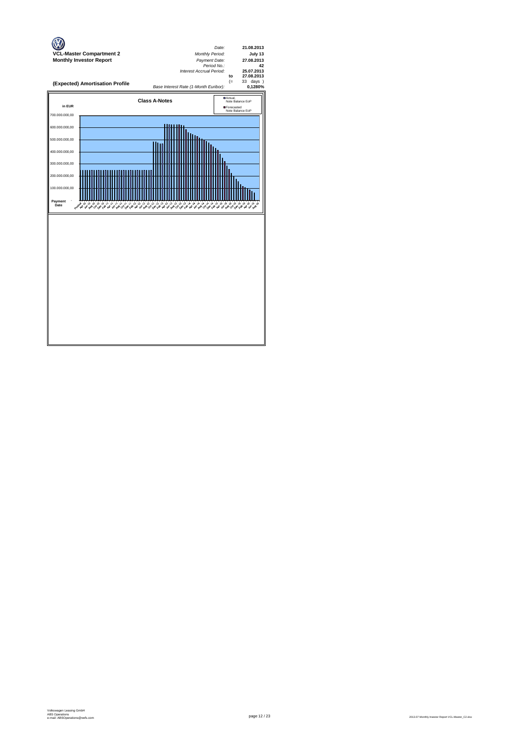**VCL-Master Compartment 2**
**Monthly Investor Report**

| | | |
|---|---|---|
| *Date:* | | **21.08.2013** |
| *Monthly Period:* | | **July 13** |
| *Payment Date:* | | **27.08.2013** |
| *Period No.:* | | **42** |
| *Interest Accrual Period:* | | **25.07.2013** |
| | **to** | **27.08.2013** |
| | (= | 33 days ) |
| *Base Interest Rate (1-Month Euribor):* | | **0,1280%** |

## (Expected) Amortisation Profile

**Class A-Notes**

in EUR

- Actual, Note Balance EoP
- Forecasted Note Balance EoP

700.000.000,00
600.000.000,00
500.000.000,00
400.000.000,00
300.000.000,00
200.000.000,00
100.000.000,00
Payment Date -

Volkswagen Leasing GmbH
ABS Operations
e-mail: ABSOperations@vwfs.com

2013.07 Monthly Investor Report VCL-Master_C2.xlsx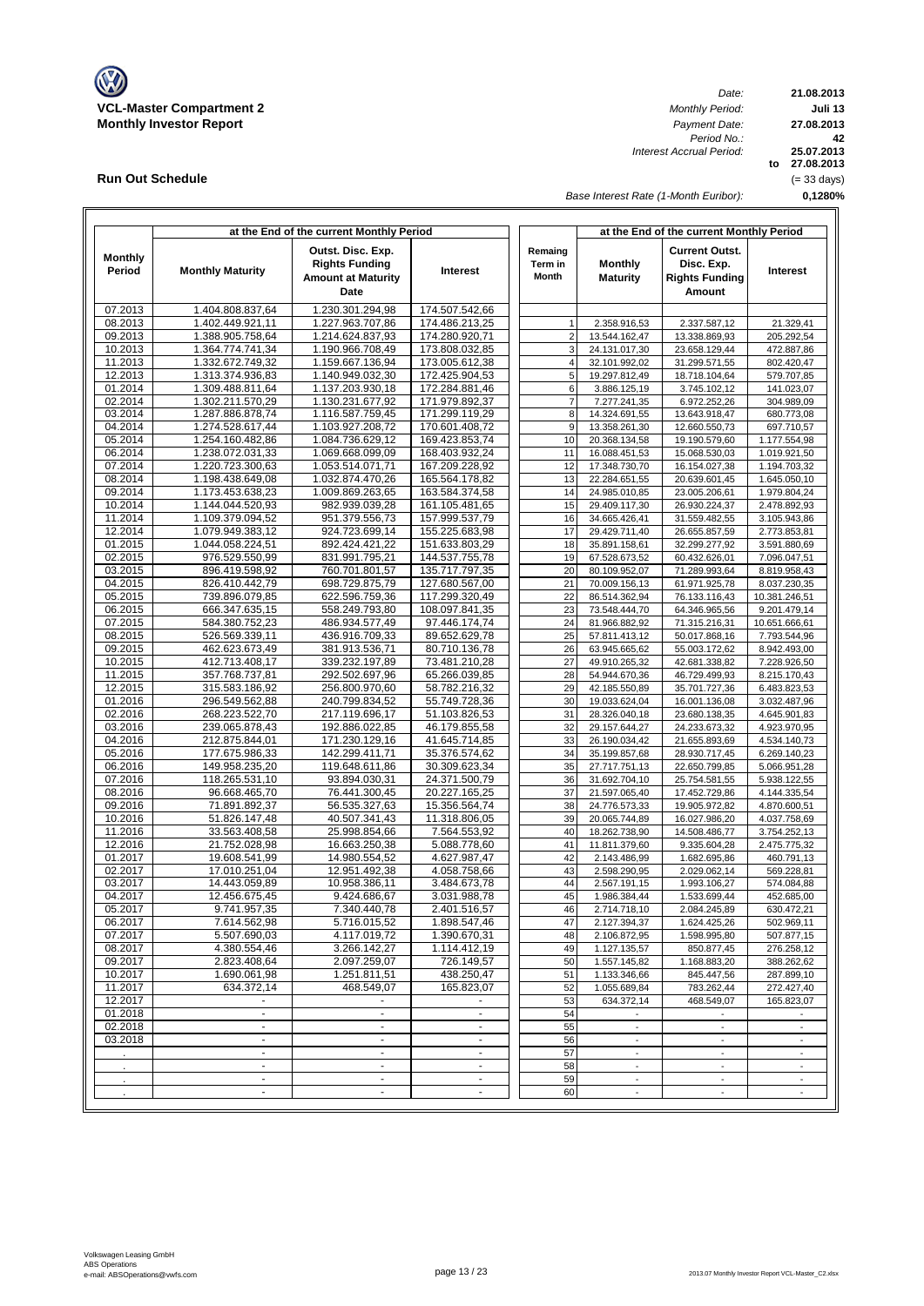**VCL-Master Compartment 2**
**Monthly Investor Report**

| | |
|---|---|
| *Date:* | **21.08.2013** |
| *Monthly Period:* | **Juli 13** |
| *Payment Date:* | **27.08.2013** |
| *Period No.:* | **42** |
| *Interest Accrual Period:* | **25.07.2013** |
| | **to 27.08.2013** |
| | (= 33 days) |
| *Base Interest Rate (1-Month Euribor):* | **0,1280%** |

## Run Out Schedule

| at the End of the current Monthly Period | | | | | at the End of the current Monthly Period | | |
|---|---|---|---|---|---|---|---|
| Monthly Period | Monthly Maturity | Outst. Disc. Exp. Rights Funding Amount at Maturity Date | Interest | Remaing Term in Month | Monthly Maturity | Current Outst. Disc. Exp. Rights Funding Amount | Interest |
| 07.2013 | 1.404.808.837,64 | 1.230.301.294,98 | 174.507.542,66 | | | | |
| 08.2013 | 1.402.449.921,11 | 1.227.963.707,86 | 174.486.213,25 | 1 | 2.358.916,53 | 2.337.587,12 | 21.329,41 |
| 09.2013 | 1.388.905.758,64 | 1.214.624.837,93 | 174.280.920,71 | 2 | 13.544.162,47 | 13.338.869,93 | 205.292,54 |
| 10.2013 | 1.364.774.741,34 | 1.190.966.708,49 | 173.808.032,85 | 3 | 24.131.017,30 | 23.658.129,44 | 472.887,86 |
| 11.2013 | 1.332.672.749,32 | 1.159.667.136,94 | 173.005.612,38 | 4 | 32.101.992,02 | 31.299.571,55 | 802.420,47 |
| 12.2013 | 1.313.374.936,83 | 1.140.949.032,30 | 172.425.904,53 | 5 | 19.297.812,49 | 18.718.104,64 | 579.707,85 |
| 01.2014 | 1.309.488.811,64 | 1.137.203.930,18 | 172.284.881,46 | 6 | 3.886.125,19 | 3.745.102,12 | 141.023,07 |
| 02.2014 | 1.302.211.570,29 | 1.130.231.677,92 | 171.979.892,37 | 7 | 7.277.241,35 | 6.972.252,26 | 304.989,09 |
| 03.2014 | 1.287.886.878,74 | 1.116.587.759,45 | 171.299.119,29 | 8 | 14.324.691,55 | 13.643.918,47 | 680.773,08 |
| 04.2014 | 1.274.528.617,44 | 1.103.927.208,72 | 170.601.408,72 | 9 | 13.358.261,30 | 12.660.550,73 | 697.710,57 |
| 05.2014 | 1.254.160.482,86 | 1.084.736.629,12 | 169.423.853,74 | 10 | 20.368.134,58 | 19.190.579,60 | 1.177.554,98 |
| 06.2014 | 1.238.072.031,33 | 1.069.668.099,09 | 168.403.932,24 | 11 | 16.088.451,53 | 15.068.530,03 | 1.019.921,50 |
| 07.2014 | 1.220.723.300,63 | 1.053.514.071,71 | 167.209.228,92 | 12 | 17.348.730,70 | 16.154.027,38 | 1.194.703,32 |
| 08.2014 | 1.198.438.649,08 | 1.032.874.470,26 | 165.564.178,82 | 13 | 22.284.651,55 | 20.639.601,45 | 1.645.050,10 |
| 09.2014 | 1.173.453.638,23 | 1.009.869.263,65 | 163.584.374,58 | 14 | 24.985.010,85 | 23.005.206,61 | 1.979.804,24 |
| 10.2014 | 1.144.044.520,93 | 982.939.039,28 | 161.105.481,65 | 15 | 29.409.117,30 | 26.930.224,37 | 2.478.892,93 |
| 11.2014 | 1.109.379.094,52 | 951.379.556,73 | 157.999.537,79 | 16 | 34.665.426,41 | 31.559.482,55 | 3.105.943,86 |
| 12.2014 | 1.079.949.383,12 | 924.723.699,14 | 155.225.683,98 | 17 | 29.429.711,40 | 26.655.857,59 | 2.773.853,81 |
| 01.2015 | 1.044.058.224,51 | 892.424.421,22 | 151.633.803,29 | 18 | 35.891.158,61 | 32.299.277,92 | 3.591.880,69 |
| 02.2015 | 976.529.550,99 | 831.991.795,21 | 144.537.755,78 | 19 | 67.528.673,52 | 60.432.626,01 | 7.096.047,51 |
| 03.2015 | 896.419.598,92 | 760.701.801,57 | 135.717.797,35 | 20 | 80.109.952,07 | 71.289.993,64 | 8.819.958,43 |
| 04.2015 | 826.410.442,79 | 698.729.875,79 | 127.680.567,00 | 21 | 70.009.156,13 | 61.971.925,78 | 8.037.230,35 |
| 05.2015 | 739.896.079,85 | 622.596.759,36 | 117.299.320,49 | 22 | 86.514.362,94 | 76.133.116,43 | 10.381.246,51 |
| 06.2015 | 666.347.635,15 | 558.249.793,80 | 108.097.841,35 | 23 | 73.548.444,70 | 64.346.965,56 | 9.201.479,14 |
| 07.2015 | 584.380.752,23 | 486.934.577,49 | 97.446.174,74 | 24 | 81.966.882,92 | 71.315.216,31 | 10.651.666,61 |
| 08.2015 | 526.569.339,11 | 436.916.709,33 | 89.652.629,78 | 25 | 57.811.413,12 | 50.017.868,16 | 7.793.544,96 |
| 09.2015 | 462.623.673,49 | 381.913.536,71 | 80.710.136,78 | 26 | 63.945.665,62 | 55.003.172,62 | 8.942.493,00 |
| 10.2015 | 412.713.408,17 | 339.232.197,89 | 73.481.210,28 | 27 | 49.910.265,32 | 42.681.338,82 | 7.228.926,50 |
| 11.2015 | 357.768.737,81 | 292.502.697,96 | 65.266.039,85 | 28 | 54.944.670,36 | 46.729.499,93 | 8.215.170,43 |
| 12.2015 | 315.583.186,92 | 256.800.970,60 | 58.782.216,32 | 29 | 42.185.550,89 | 35.701.727,36 | 6.483.823,53 |
| 01.2016 | 296.549.562,88 | 240.799.834,52 | 55.749.728,36 | 30 | 19.033.624,04 | 16.001.136,08 | 3.032.487,96 |
| 02.2016 | 268.223.522,70 | 217.119.696,17 | 51.103.826,53 | 31 | 28.326.040,18 | 23.680.138,35 | 4.645.901,83 |
| 03.2016 | 239.065.878,43 | 192.886.022,85 | 46.179.855,58 | 32 | 29.157.644,27 | 24.233.673,32 | 4.923.970,95 |
| 04.2016 | 212.875.844,01 | 171.230.129,16 | 41.645.714,85 | 33 | 26.190.034,42 | 21.655.893,69 | 4.534.140,73 |
| 05.2016 | 177.675.986,33 | 142.299.411,71 | 35.376.574,62 | 34 | 35.199.857,68 | 28.930.717,45 | 6.269.140,23 |
| 06.2016 | 149.958.235,20 | 119.648.611,86 | 30.309.623,34 | 35 | 27.717.751,13 | 22.650.799,85 | 5.066.951,28 |
| 07.2016 | 118.265.531,10 | 93.894.030,31 | 24.371.500,79 | 36 | 31.692.704,10 | 25.754.581,55 | 5.938.122,55 |
| 08.2016 | 96.668.465,70 | 76.441.300,45 | 20.227.165,25 | 37 | 21.597.065,40 | 17.452.729,86 | 4.144.335,54 |
| 09.2016 | 71.891.892,37 | 56.535.327,63 | 15.356.564,74 | 38 | 24.776.573,33 | 19.905.972,82 | 4.870.600,51 |
| 10.2016 | 51.826.147,48 | 40.507.341,43 | 11.318.806,05 | 39 | 20.065.744,89 | 16.027.986,20 | 4.037.758,69 |
| 11.2016 | 33.563.408,58 | 25.998.854,66 | 7.564.553,92 | 40 | 18.262.738,90 | 14.508.486,77 | 3.754.252,13 |
| 12.2016 | 21.752.028,98 | 16.663.250,38 | 5.088.778,60 | 41 | 11.811.379,60 | 9.335.604,28 | 2.475.775,32 |
| 01.2017 | 19.608.541,99 | 14.980.554,52 | 4.627.987,47 | 42 | 2.143.486,99 | 1.682.695,86 | 460.791,13 |
| 02.2017 | 17.010.251,04 | 12.951.492,38 | 4.058.758,66 | 43 | 2.598.290,95 | 2.029.062,14 | 569.228,81 |
| 03.2017 | 14.443.059,89 | 10.958.386,11 | 3.484.673,78 | 44 | 2.567.191,15 | 1.993.106,27 | 574.084,88 |
| 04.2017 | 12.456.675,45 | 9.424.686,67 | 3.031.988,78 | 45 | 1.986.384,44 | 1.533.699,44 | 452.685,00 |
| 05.2017 | 9.741.957,35 | 7.340.440,78 | 2.401.516,57 | 46 | 2.714.718,10 | 2.084.245,89 | 630.472,21 |
| 06.2017 | 7.614.562,98 | 5.716.015,52 | 1.898.547,46 | 47 | 2.127.394,37 | 1.624.425,26 | 502.969,11 |
| 07.2017 | 5.507.690,03 | 4.117.019,72 | 1.390.670,31 | 48 | 2.106.872,95 | 1.598.995,80 | 507.877,15 |
| 08.2017 | 4.380.554,46 | 3.266.142,27 | 1.114.412,19 | 49 | 1.127.135,57 | 850.877,45 | 276.258,12 |
| 09.2017 | 2.823.408,64 | 2.097.259,07 | 726.149,57 | 50 | 1.557.145,82 | 1.168.883,20 | 388.262,62 |
| 10.2017 | 1.690.061,98 | 1.251.811,51 | 438.250,47 | 51 | 1.133.346,66 | 845.447,56 | 287.899,10 |
| 11.2017 | 634.372,14 | 468.549,07 | 165.823,07 | 52 | 1.055.689,84 | 783.262,44 | 272.427,40 |
| 12.2017 | - | - | - | 53 | 634.372,14 | 468.549,07 | 165.823,07 |
| 01.2018 | - | - | - | 54 | - | - | - |
| 02.2018 | - | - | - | 55 | - | - | - |
| 03.2018 | - | - | - | 56 | - | - | - |
| . | - | - | - | 57 | - | - | - |
| . | - | - | - | 58 | - | - | - |
| . | - | - | - | 59 | - | - | - |
| . | - | - | - | 60 | - | - | - |

Volkswagen Leasing GmbH
ABS Operations
e-mail: ABSOperations@vwfs.com

2013.07 Monthly Investor Report VCL-Master_C2.xlsx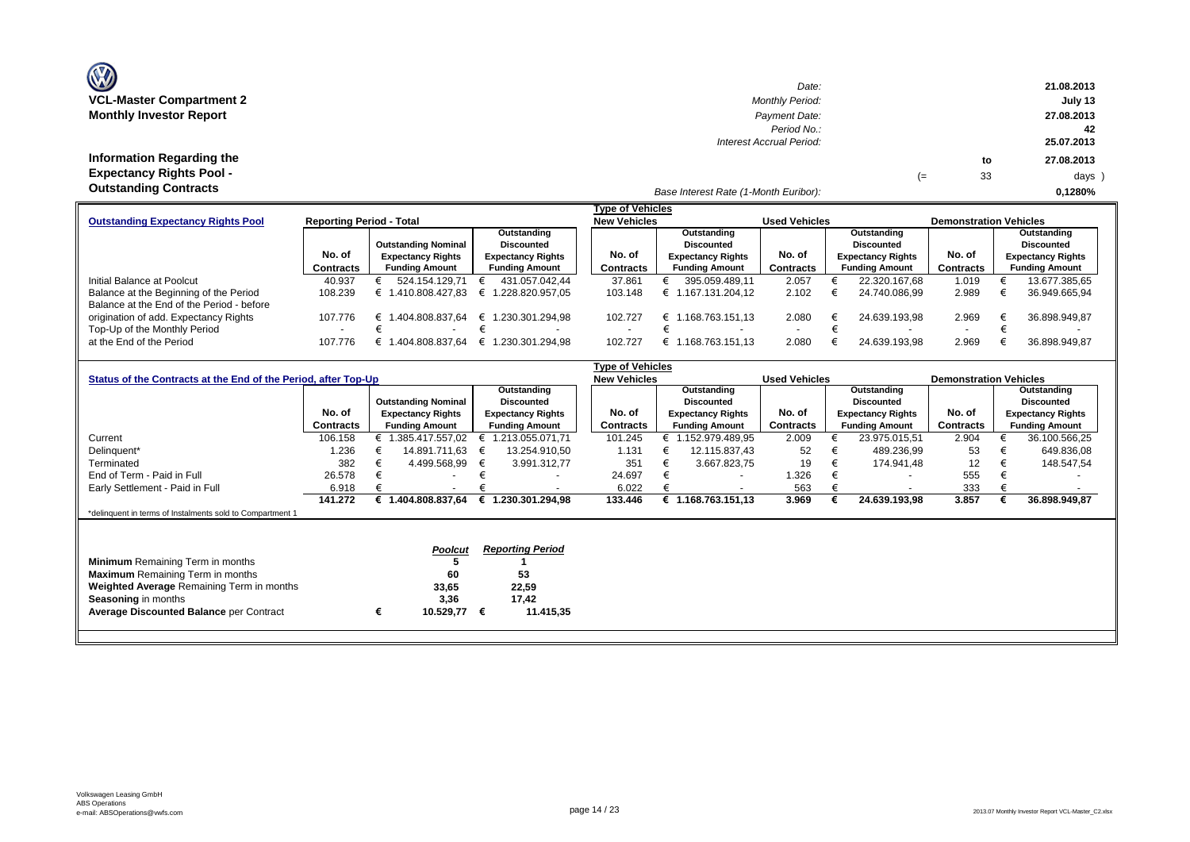# VCL-Master Compartment 2
## Monthly Investor Report

| | |
|---|---|
| Date: | 21.08.2013 |
| Monthly Period: | July 13 |
| Payment Date: | 27.08.2013 |
| Period No.: | 42 |
| Interest Accrual Period: | 25.07.2013 to 27.08.2013 (= 33 days ) |
| Base Interest Rate (1-Month Euribor): | 0,1280% |

## Information Regarding the Expectancy Rights Pool - Outstanding Contracts

| Outstanding Expectancy Rights Pool | Reporting Period - Total | | | New Vehicles | | Used Vehicles | | Demonstration Vehicles | |
|---|---|---|---|---|---|---|---|---|---|
| | No. of Contracts | Outstanding Nominal Expectancy Rights Funding Amount | Outstanding Discounted Expectancy Rights Funding Amount | No. of Contracts | Outstanding Discounted Expectancy Rights Funding Amount | No. of Contracts | Outstanding Discounted Expectancy Rights Funding Amount | No. of Contracts | Outstanding Discounted Expectancy Rights Funding Amount |
| Initial Balance at Poolcut | 40.937 | € 524.154.129,71 | € 431.057.042,44 | 37.861 | € 395.059.489,11 | 2.057 | € 22.320.167,68 | 1.019 | € 13.677.385,65 |
| Balance at the Beginning of the Period | 108.239 | € 1.410.808.427,83 | € 1.228.820.957,05 | 103.148 | € 1.167.131.204,12 | 2.102 | € 24.740.086,99 | 2.989 | € 36.949.665,94 |
| Balance at the End of the Period - before origination of add. Expectancy Rights | 107.776 | € 1.404.808.837,64 | € 1.230.301.294,98 | 102.727 | € 1.168.763.151,13 | 2.080 | € 24.639.193,98 | 2.969 | € 36.898.949,87 |
| Top-Up of the Monthly Period | - | € - | € - | - | € - | - | € - | - | € - |
| at the End of the Period | 107.776 | € 1.404.808.837,64 | € 1.230.301.294,98 | 102.727 | € 1.168.763.151,13 | 2.080 | € 24.639.193,98 | 2.969 | € 36.898.949,87 |

| Status of the Contracts at the End of the Period, after Top-Up | | | | New Vehicles | | Used Vehicles | | Demonstration Vehicles | |
|---|---|---|---|---|---|---|---|---|---|
| | No. of Contracts | Outstanding Nominal Expectancy Rights Funding Amount | Outstanding Discounted Expectancy Rights Funding Amount | No. of Contracts | Outstanding Discounted Expectancy Rights Funding Amount | No. of Contracts | Outstanding Discounted Expectancy Rights Funding Amount | No. of Contracts | Outstanding Discounted Expectancy Rights Funding Amount |
| Current | 106.158 | € 1.385.417.557,02 | € 1.213.055.071,71 | 101.245 | € 1.152.979.489,95 | 2.009 | € 23.975.015,51 | 2.904 | € 36.100.566,25 |
| Delinquent* | 1.236 | € 14.891.711,63 | € 13.254.910,50 | 1.131 | € 12.115.837,43 | 52 | € 489.236,99 | 53 | € 649.836,08 |
| Terminated | 382 | € 4.499.568,99 | € 3.991.312,77 | 351 | € 3.667.823,75 | 19 | € 174.941,48 | 12 | € 148.547,54 |
| End of Term - Paid in Full | 26.578 | € - | € - | 24.697 | € - | 1.326 | € - | 555 | € - |
| Early Settlement - Paid in Full | 6.918 | € - | € - | 6.022 | € - | 563 | € - | 333 | € - |
| | **141.272** | **€ 1.404.808.837,64** | **€ 1.230.301.294,98** | **133.446** | **€ 1.168.763.151,13** | **3.969** | **€ 24.639.193,98** | **3.857** | **€ 36.898.949,87** |

*delinquent in terms of Instalments sold to Compartment 1

| | *Poolcut* | *Reporting Period* |
|---|---|---|
| **Minimum** Remaining Term in months | 5 | 1 |
| **Maximum** Remaining Term in months | 60 | 53 |
| **Weighted Average** Remaining Term in months | 33,65 | 22,59 |
| **Seasoning** in months | 3,36 | 17,42 |
| **Average Discounted Balance** per Contract | € 10.529,77 | € 11.415,35 |

Volkswagen Leasing GmbH
ABS Operations
e-mail: ABSOperations@vwfs.com

2013.07 Monthly Investor Report VCL-Master_C2.xlsx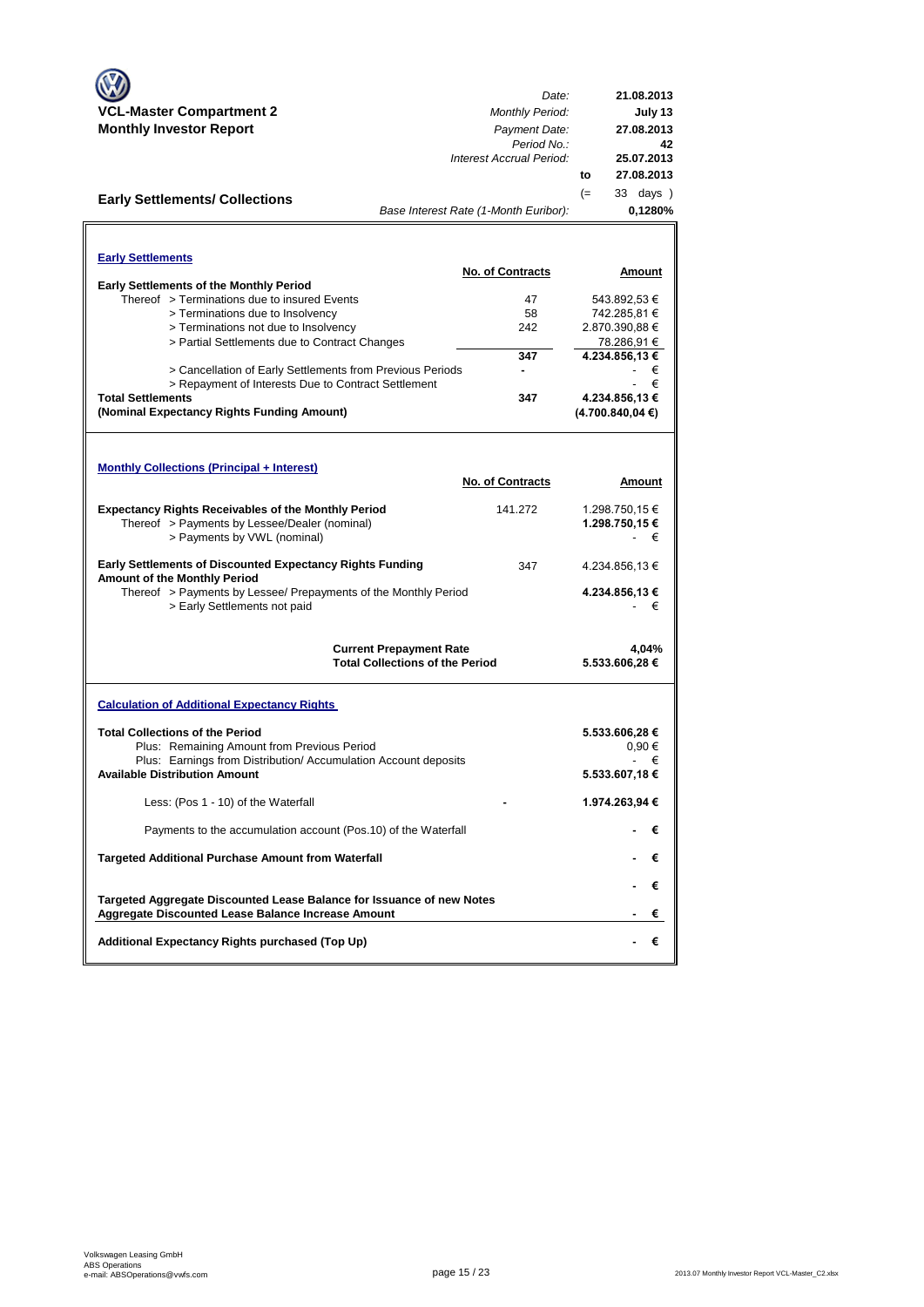**VCL-Master Compartment 2**
**Monthly Investor Report**

| | |
|---|---|
| *Date:* | **21.08.2013** |
| *Monthly Period:* | **July 13** |
| *Payment Date:* | **27.08.2013** |
| *Period No.:* | **42** |
| *Interest Accrual Period:* | **25.07.2013** |
| to | **27.08.2013** |
| (= | 33 days ) |
| *Base Interest Rate (1-Month Euribor):* | **0,1280%** |

## Early Settlements/ Collections

### Early Settlements

| | No. of Contracts | Amount |
|---|---|---|
| **Early Settlements of the Monthly Period** | | |
| Thereof > Terminations due to insured Events | 47 | 543.892,53 € |
| > Terminations due to Insolvency | 58 | 742.285,81 € |
| > Terminations not due to Insolvency | 242 | 2.870.390,88 € |
| > Partial Settlements due to Contract Changes | | 78.286,91 € |
| | **347** | **4.234.856,13 €** |
| > Cancellation of Early Settlements from Previous Periods | - | - € |
| > Repayment of Interests Due to Contract Settlement | | - € |
| **Total Settlements** | **347** | **4.234.856,13 €** |
| **(Nominal Expectancy Rights Funding Amount)** | | **(4.700.840,04 €)** |

### Monthly Collections (Principal + Interest)

| | No. of Contracts | Amount |
|---|---|---|
| **Expectancy Rights Receivables of the Monthly Period** | 141.272 | 1.298.750,15 € |
| Thereof > Payments by Lessee/Dealer (nominal) | | **1.298.750,15 €** |
| > Payments by VWL (nominal) | | - € |
| **Early Settlements of Discounted Expectancy Rights Funding Amount of the Monthly Period** | 347 | 4.234.856,13 € |
| Thereof > Payments by Lessee/ Prepayments of the Monthly Period | | **4.234.856,13 €** |
| > Early Settlements not paid | | - € |
| **Current Prepayment Rate** | | **4,04%** |
| **Total Collections of the Period** | | **5.533.606,28 €** |

### Calculation of Additional Expectancy Rights

| | | |
|---|---|---|
| **Total Collections of the Period** | | **5.533.606,28 €** |
| Plus: Remaining Amount from Previous Period | | 0,90 € |
| Plus: Earnings from Distribution/ Accumulation Account deposits | | - € |
| **Available Distribution Amount** | | **5.533.607,18 €** |
| Less: (Pos 1 - 10) of the Waterfall | - | **1.974.263,94 €** |
| Payments to the accumulation account (Pos.10) of the Waterfall | | **- €** |
| **Targeted Additional Purchase Amount from Waterfall** | | **- €** |
| | | **- €** |
| **Targeted Aggregate Discounted Lease Balance for Issuance of new Notes** | | |
| **Aggregate Discounted Lease Balance Increase Amount** | | **- €** |
| **Additional Expectancy Rights purchased (Top Up)** | | **- €** |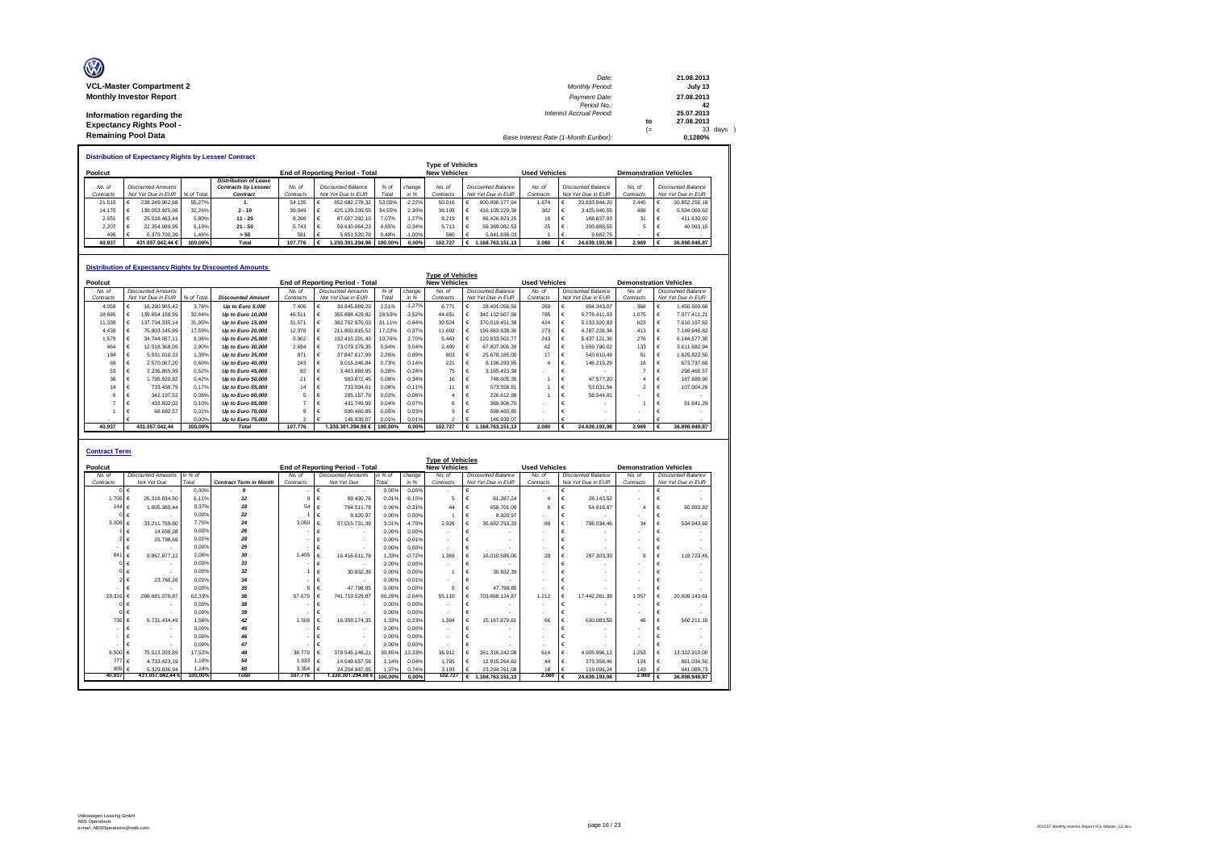**VCL-Master Compartment 2**
**Monthly Investor Report**

**Information regarding the Expectancy Rights Pool - Remaining Pool Data**

| | | |
|---|---|---|
| Date: | | 21.08.2013 |
| Monthly Period: | | July 13 |
| Payment Date: | | 27.08.2013 |
| Period No.: | | 42 |
| Interest Accrual Period: | | 25.07.2013 |
| | to | 27.08.2013 |
| | (= | 33 days ) |
| Base Interest Rate (1-Month Euribor): | | 0,1280% |

**Distribution of Expectancy Rights by Lessee/ Contract**

| Poolcut | | | | End of Reporting Period - Total | | | | Type of Vehicles New Vehicles | | Used Vehicles | | Demonstration Vehicles | |
|---|---|---|---|---|---|---|---|---|---|---|---|---|---|
| No. of Contracts | Discounted Amounts Not Yet Due in EUR | % of Total | Distribution of Lease Contracts by Lessee/ Contract | No. of Contracts | Discounted Balance Not Yet Due in EUR | % of Total | change in % | No. of Contracts | Discounted Balance Not Yet Due in EUR | No. of Contracts | Discounted Balance Not Yet Due in EUR | No. of Contracts | Discounted Balance Not Yet Due in EUR |
| 21.510 | € 238.249.962,68 | 55,27% | 1 | 54.135 | € 652.682.278,32 | 53,05% | -2,22% | 50.016 | € 600.996.177,94 | 1.674 | € 20.833.844,20 | 2.445 | € 30.852.256,18 |
| 14.170 | € 139.053.925,98 | 32,26% | 2 - 10 | 39.049 | € 425.129.239,55 | 34,55% | 2,30% | 38.199 | € 416.109.229,38 | 362 | € 3.425.940,55 | 488 | € 5.594.069,62 |
| 2.551 | € 25.018.463,44 | 5,80% | 11 - 20 | 8.268 | € 87.007.292,10 | 7,07% | 1,27% | 8.219 | € 86.426.823,25 | 18 | € 168.837,93 | 31 | € 411.630,92 |
| 2.207 | € 22.354.989,95 | 5,19% | 21 - 50 | 5.743 | € 59.630.964,23 | 4,85% | -0,34% | 5.713 | € 59.389.082,53 | 25 | € 200.888,55 | 5 | € 40.993,15 |
| 499 | € 6.379.700,39 | 1,48% | > 50 | 581 | € 5.851.520,78 | 0,48% | -1,00% | 580 | € 5.841.838,03 | 1 | € 9.682,75 | - | € - |
| **40.937** | **431.057.042,44 €** | **100,00%** | **Total** | **107.776** | **€ 1.230.301.294,98** | **100,00%** | **0,00%** | **102.727** | **€ 1.168.763.151,13** | **2.080** | **€ 24.639.193,98** | **2.969** | **€ 36.898.949,87** |

**Distribution of Expectancy Rights by Discounted Amounts**

| Poolcut | | | | End of Reporting Period - Total | | | | Type of Vehicles New Vehicles | | Used Vehicles | | Demonstration Vehicles | |
|---|---|---|---|---|---|---|---|---|---|---|---|---|---|
| No. of Contracts | Discounted Amounts Not Yet Due in EUR | % of Total | Discounted Amount | No. of Contracts | Discounted Amounts Not Yet Due in EUR | % of Total | change in % | No. of Contracts | Discounted Balance Not Yet Due in EUR | No. of Contracts | Discounted Balance Not Yet Due in EUR | No. of Contracts | Discounted Balance Not Yet Due in EUR |
| 4.059 | € 16.290.965,42 | 3,78% | Up to Euro 5,000 | 7.406 | € 30.845.969,29 | 2,51% | -1,27% | 6.771 | € 28.401.056,56 | 269 | € 994.343,07 | 366 | € 1.450.569,66 |
| 18.685 | € 139.854.158,59 | 32,44% | Up to Euro 10,000 | 46.511 | € 355.888.429,82 | 28,93% | -3,52% | 44.651 | € 342.132.607,58 | 785 | € 5.778.411,03 | 1.075 | € 7.977.411,21 |
| 11.339 | € 137.734.335,14 | 31,95% | Up to Euro 15,000 | 31.571 | € 382.762.970,03 | 31,11% | -0,84% | 30.524 | € 370.019.451,38 | 424 | € 5.133.320,83 | 623 | € 7.610.197,82 |
| 4.439 | € 75.803.145,89 | 17,59% | Up to Euro 20,000 | 12.378 | € 211.800.815,52 | 17,22% | -0,37% | 11.692 | € 199.863.638,36 | 273 | € 4.787.228,34 | 413 | € 7.149.948,82 |
| 1.579 | € 34.744.057,11 | 8,06% | Up to Euro 25,000 | 5.962 | € 132.415.201,43 | 10,76% | 2,70% | 5.443 | € 120.833.502,77 | 243 | € 5.437.121,36 | 276 | € 6.144.577,30 |
| 464 | € 12.518.368,05 | 2,90% | Up to Euro 30,000 | 2.694 | € 73.079.379,35 | 5,94% | 3,04% | 2.499 | € 67.807.906,39 | 62 | € 1.659.790,02 | 133 | € 3.611.682,94 |
| 184 | € 5.931.016,33 | 1,38% | Up to Euro 35,000 | 871 | € 27.847.617,99 | 2,26% | 0,89% | 803 | € 25.678.185,00 | 17 | € 543.610,49 | 51 | € 1.625.822,50 |
| 69 | € 2.570.067,20 | 0,60% | Up to Euro 40,000 | 243 | € 9.016.246,84 | 0,73% | 0,14% | 221 | € 8.196.293,95 | 4 | € 146.215,29 | 18 | € 673.737,60 |
| 53 | € 2.236.865,99 | 0,52% | Up to Euro 45,000 | 82 | € 3.463.889,95 | 0,28% | -0,24% | 75 | € 3.165.423,38 | - | € - | 7 | € 298.466,57 |
| 38 | € 1.795.920,82 | 0,42% | Up to Euro 50,000 | 21 | € 983.872,45 | 0,08% | -0,34% | 16 | € 748.605,35 | 1 | € 47.577,20 | 4 | € 187.689,90 |
| 14 | € 733.459,79 | 0,17% | Up to Euro 55,000 | 14 | € 733.594,61 | 0,06% | -0,11% | 11 | € 573.558,81 | 1 | € 53.031,54 | 2 | € 107.004,26 |
| 6 | € 342.197,52 | 0,08% | Up to Euro 60,000 | 5 | € 285.157,79 | 0,02% | -0,06% | 4 | € 226.612,98 | 1 | € 58.544,81 | - | € - |
| 7 | € 433.802,02 | 0,10% | Up to Euro 65,000 | 7 | € 431.749,99 | 0,04% | -0,07% | 6 | € 369.908,70 | - | € - | 1 | € 61.841,29 |
| 1 | € 68.682,57 | 0,02% | Up to Euro 70,000 | 9 | € 599.460,85 | 0,05% | 0,03% | 9 | € 599.460,85 | - | € - | - | € - |
| - | € - | 0,00% | Up to Euro 75,000 | 2 | € 146.939,07 | 0,01% | 0,01% | 2 | € 146.939,07 | - | € - | - | € - |
| **40.937** | **431.057.042,44** | **100,00%** | **Total** | **107.776** | **1.230.301.294,98 €** | **100,00%** | **0,00%** | **102.727** | **€ 1.168.763.151,13** | **2.080** | **€ 24.639.193,98** | **2.969** | **€ 36.898.949,87** |

**Contract Term**

| Poolcut | | | | End of Reporting Period - Total | | | | Type of Vehicles New Vehicles | | Used Vehicles | | Demonstration Vehicles | |
|---|---|---|---|---|---|---|---|---|---|---|---|---|---|
| No. of Contracts | Discounted Amounts Not Yet Due | in % of Total | Contract Term in Month | No. of Contracts | Discounted Amounts Not Yet Due | in % of Total | change in % | No. of Contracts | Discounted Balance Not Yet Due in EUR | No. of Contracts | Discounted Balance Not Yet Due in EUR | No. of Contracts | Discounted Balance Not Yet Due in EUR |
| 0 | € - | 0,00% | 9 | - | € - | 0,00% | 0,00% | - | € - | - | € - | - | € - |
| 1.705 | € 26.318.834,50 | 6,11% | 12 | 9 | € 89.430,76 | 0,01% | -6,10% | 5 | € 61.287,24 | 4 | € 28.143,52 | - | € - |
| 144 | € 1.605.380,44 | 0,37% | 18 | 54 | € 764.511,78 | 0,06% | -0,31% | 44 | € 658.701,09 | 6 | € 54.916,87 | 4 | € 50.893,82 |
| 0 | € - | 0,00% | 22 | 1 | € 8.920,97 | 0,00% | 0,00% | 1 | € 8.920,97 | - | € - | - | € - |
| 3.008 | € 33.211.759,80 | 7,70% | 24 | 3.050 | € 37.015.731,39 | 3,01% | -4,70% | 2.928 | € 35.682.753,33 | 88 | € 798.034,46 | 34 | € 534.943,60 |
| 1 | € 14.656,28 | 0,00% | 26 | - | € - | 0,00% | 0,00% | - | € - | - | € - | - | € - |
| 2 | € 25.798,66 | 0,01% | 28 | - | € - | 0,00% | -0,01% | - | € - | - | € - | - | € - |
| - | € - | 0,00% | 29 | - | € - | 0,00% | 0,00% | - | € - | - | € - | - | € - |
| 841 | € 8.867.877,12 | 2,06% | 30 | 1.405 | € 16.416.611,78 | 1,33% | -0,72% | 1.369 | € 16.010.585,00 | 28 | € 287.303,33 | 8 | € 118.723,45 |
| 0 | € - | 0,00% | 33 | - | € - | 0,00% | 0,00% | - | € - | - | € - | - | € - |
| 0 | € - | 0,00% | 32 | 1 | € 30.832,39 | 0,00% | 0,00% | 1 | € 30.832,39 | - | € - | - | € - |
| 2 | € 23.760,26 | 0,01% | 34 | - | € - | 0,00% | -0,01% | - | € - | - | € - | - | € - |
| - | € - | 0,00% | 35 | 5 | € 47.798,85 | 0,00% | 0,00% | 5 | € 47.798,85 | - | € - | - | € - |
| 23.316 | € 268.681.076,87 | 62,33% | 36 | 57.679 | € 741.719.529,87 | 60,29% | -2,04% | 55.110 | € 703.668.124,87 | 1.212 | € 17.442.261,39 | 1.357 | € 20.609.143,61 |
| 0 | € - | 0,00% | 38 | - | € - | 0,00% | 0,00% | - | € - | - | € - | - | € - |
| 0 | € - | 0,00% | 39 | - | € - | 0,00% | 0,00% | - | € - | - | € - | - | € - |
| 736 | € 6.731.434,49 | 1,56% | 42 | 1.506 | € 16.358.174,35 | 1,33% | -0,23% | 1.394 | € 15.167.879,61 | 66 | € 630.083,58 | 46 | € 560.211,16 |
| - | € - | 0,00% | 45 | - | € - | 0,00% | 0,00% | - | € - | - | € - | - | € - |
| - | € - | 0,00% | 46 | - | € - | 0,00% | 0,00% | - | € - | - | € - | - | € - |
| - | € - | 0,00% | 47 | - | € - | 0,00% | 0,00% | - | € - | - | € - | - | € - |
| 9.500 | € 75.513.203,89 | 17,52% | 48 | 38.779 | € 379.545.148,21 | 30,85% | 13,33% | 36.912 | € 361.316.242,08 | 614 | € 4.905.996,13 | 1.253 | € 13.322.910,00 |
| 777 | € 4.733.423,19 | 1,10% | 54 | 1.933 | € 14.049.657,58 | 1,14% | 0,04% | 1.765 | € 12.815.264,62 | 44 | € 373.358,46 | 124 | € 861.034,50 |
| 905 | € 5.329.836,94 | 1,24% | 60 | 3.354 | € 24.254.947,05 | 1,97% | 0,74% | 3.193 | € 23.294.761,08 | 18 | € 119.096,24 | 143 | € 841.089,73 |
| **40.937** | **431.057.042,44 €** | **100,00%** | **Total** | **107.776** | **1.230.301.294,98 €** | **100,00%** | **0,00%** | **102.727** | **€ 1.168.763.151,13** | **2.080** | **€ 24.639.193,98** | **2.969** | **€ 36.898.949,87** |

Volkswagen Leasing GmbH
ABS Operations
e-mail: ABSOperations@vwfs.com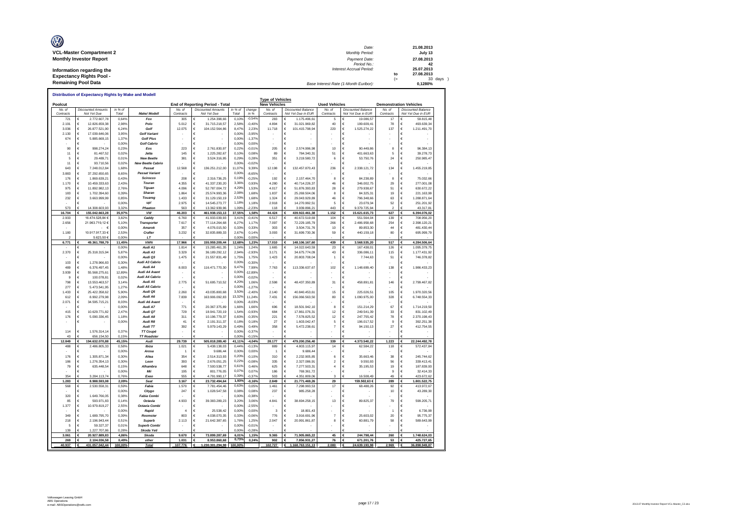**VCL-Master Compartment 2**
**Monthly Investor Report**

**Information regarding the Expectancy Rights Pool - Remaining Pool Data**

| | | |
|---|---|---|
| Date: | | 21.08.2013 |
| Monthly Period: | | July 13 |
| Payment Date: | | 27.08.2013 |
| Period No.: | | 42 |
| Interest Accrual Period: | | 25.07.2013 |
| | to | 27.08.2013 |
| | (= | 33 days ) |
| Base Interest Rate (1-Month Euribor): | | 0,1280% |

**Distribution of Expectancy Rights by Make and Modell**

| Poolcut | | | | End of Reporting Period - Total | | | | Type of Vehicles New Vehicles | | Used Vehicles | | Demonstration Vehicles | |
|---|---|---|---|---|---|---|---|---|---|---|---|---|---|
| No. of Contracts | Discounted Amounts Not Yet Due | in % of Total | Make/ Modell | No. of Contracts | Discounted Amounts Not Yet Due | in % of Total | change in % | No. of Contracts | Discounted Balance Not Yet Due in EUR | No. of Contracts | Discounted Balance Not Yet Due in EUR | No. of Contracts | Discounted Balance Not Yet Due in EUR |
| 721 | € 2.772.607,78 | 0,64% | Fox | 305 | € 1.254.398,66 | 0,10% | -0,54% | 283 | € 1.175.496,61 | 5 | € 19.086,57 | 17 | € 59.815,48 |
| 2.191 | € 12.826.659,38 | 2,98% | Polo | 5.012 | € 31.715.218,57 | 2,58% | -0,40% | 4.894 | € 31.021.969,82 | 40 | € 199.609,41 | 78 | € 493.639,34 |
| 3.036 | € 26.877.521,90 | 6,24% | Golf | 12.075 | € 104.152.564,86 | 8,47% | 2,23% | 11.718 | € 101.415.798,94 | 220 | € 1.525.274,22 | 137 | € 1.211.491,70 |
| 2.130 | € 17.039.646,06 | 3,95% | Golf Variant | - | € - | 0,00% | -3,95% | - | € - | - | € - | - | € - |
| 674 | € 5.885.669,15 | 1,37% | Golf Plus | - | € - | 0,00% | -1,37% | - | € - | - | € - | - | € - |
| - | € - | 0,00% | Golf Cabrio | - | € - | 0,00% | 0,00% | - | € - | - | € - | - | € - |
| 90 | € 998.274,24 | 0,23% | Eos | 223 | € 2.761.830,97 | 0,22% | -0,01% | 205 | € 2.574.996,98 | 10 | € 90.449,86 | 8 | € 96.384,13 |
| 11 | € 81.467,52 | 0,02% | Jetta | 145 | € 1.225.282,67 | 0,10% | 0,08% | 89 | € 784.340,31 | 51 | € 401.663,63 | 5 | € 39.278,73 |
| 5 | € 29.489,71 | 0,01% | New Beetle | 381 | € 3.524.316,95 | 0,29% | 0,28% | 351 | € 3.219.580,72 | 6 | € 53.750,76 | 24 | € 250.985,47 |
| 11 | € 93.710,56 | 0,02% | New Beetle Cabrio | - | € - | 0,00% | -0,02% | - | € - | - | € - | - | € - |
| 643 | € 7.248.012,84 | 1,68% | Passat | 12.568 | € 136.251.212,00 | 11,07% | 9,39% | 12.198 | € 132.457.870,43 | 236 | € 2.338.121,72 | 134 | € 1.455.219,85 |
| 3.883 | € 37.292.650,65 | 8,65% | Passat Variant | - | € - | 0,00% | -8,65% | - | € - | - | € - | - | € - |
| 176 | € 1.869.639,21 | 0,43% | Scirocco | 208 | € 2.316.736,25 | 0,19% | -0,25% | 192 | € 2.157.464,70 | 8 | € 84.238,89 | 8 | € 75.032,66 |
| 1.170 | € 10.459.333,63 | 2,43% | Touran | 4.355 | € 41.337.230,20 | 3,36% | 0,93% | 4.280 | € 40.714.226,37 | 46 | € 346.002,75 | 29 | € 277.001,08 |
| 975 | € 11.892.982,13 | 2,76% | Tiguan | 4.096 | € 52.787.004,72 | 4,29% | 1,53% | 4.017 | € 51.876.393,83 | 28 | € 279.938,67 | 51 | € 630.672,22 |
| 183 | € 1.702.394,60 | 0,39% | Sharan | 1.864 | € 25.574.993,36 | 2,08% | 1,68% | 1.837 | € 25.269.504,06 | 8 | € 84.325,31 | 19 | € 221.163,99 |
| 232 | € 3.663.999,99 | 0,85% | Touareg | 1.433 | € 31.129.150,19 | 2,53% | 1,68% | 1.324 | € 29.043.929,89 | 46 | € 796.348,66 | 63 | € 1.288.871,64 |
| - | € - | 0,00% | up! | 2.975 | € 14.545.273,77 | 1,18% | 1,18% | 2.918 | € 14.270.992,51 | 5 | € 23.079,34 | 52 | € 251.201,92 |
| 573 | € 14.308.603,93 | 3,32% | Phaeton | 563 | € 13.362.939,96 | 1,09% | -2,23% | 118 | € 3.939.896,21 | 443 | € 9.379.725,94 | 2 | € 43.317,81 |
| **16.704** | **€ 155.042.663,28** | **35,97%** | **VW** | **46.203** | **€ 461.938.153,13** | **37,55%** | **1,58%** | **44.424** | **€ 439.922.461,38** | **1.152** | **€ 15.621.615,73** | **627** | **€ 6.394.076,02** |
| 2.933 | 16.474.528,84 € | 3,82% | Caddy | 6.760 | € 41.933.039,93 | 3,41% | -0,41% | 6.517 | € 40.672.519,69 | 104 | € 551.564,04 | 139 | € 708.956,20 |
| 2.656 | 21.963.719,12 € | 5,10% | Transporter | 7.617 | € 77.114.264,68 | 6,27% | 1,17% | 7.097 | € 72.229.185,79 | 266 | € 2.486.958,68 | 254 | € 2.398.120,21 |
| - | € | 0,00% | Amarok | 357 | € 4.076.015,50 | 0,33% | 0,33% | 303 | € 3.504.731,76 | 10 | € 89.853,30 | 44 | € 481.430,44 |
| 1.180 | 10.917.917,33 € | 2,53% | Crafter | 3.232 | € 32.835.889,33 | 2,67% | 0,14% | 3.093 | € 31.699.730,36 | 59 | € 440.159,18 | 80 | € 695.999,79 |
| 2 | 5.623,50 € | 0,00% | LT | - | € - | 0,00% | 0,00% | - | € - | - | € - | - | € - |
| **6.771** | **€ 49.361.788,79** | **11,45%** | **VWN** | **17.966** | **€ 155.959.209,44** | **12,68%** | **1,23%** | **17.010** | **€ 148.106.167,60** | **439** | **€ 3.568.535,20** | **517** | **€ 4.284.506,64** |
| - | € - | 0,00% | Audi A1 | 1.814 | € 15.285.461,35 | 1,24% | 1,24% | 1.665 | € 14.022.643,59 | 23 | € 167.438,01 | 126 | € 1.095.379,75 |
| 2.370 | € 25.318.315,94 | 5,87% | Audi A3 | 3.329 | € 36.189.292,12 | 2,94% | -2,93% | 3.171 | € 34.675.774,09 | 43 | € 336.086,11 | 115 | € 1.177.431,92 |
| - | € - | 0,00% | Audi Q3 | 1.475 | € 21.557.831,49 | 1,75% | 1,75% | 1.423 | € 20.803.708,04 | 1 | € 7.744,63 | 51 | € 746.378,82 |
| 103 | € 1.278.966,83 | 0,30% | Audi A3 Cabrio | - | € - | 0,00% | -0,30% | - | € - | - | € - | - | € - |
| 489 | € 6.376.497,45 | 1,48% | Audi A4 | 8.003 | € 116.471.770,30 | 9,47% | 7,99% | 7.763 | € 113.336.637,67 | 102 | € 1.148.699,40 | 138 | € 1.986.433,23 |
| 3.939 | € 55.568.275,61 | 12,89% | Audi A4 Avant | - | € - | 0,00% | -12,89% | - | € - | - | € - | - | € - |
| 9 | € 100.078,81 | 0,02% | Audi A4 Cabrio | - | € - | 0,00% | -0,02% | - | € - | - | € - | - | € - |
| 798 | € 13.553.463,57 | 3,14% | Audi A5 | 2.775 | € 51.695.710,52 | 4,20% | 1,06% | 2.598 | € 48.437.350,89 | 31 | € 458.891,81 | 146 | € 2.799.467,82 |
| 277 | € 5.473.541,95 | 1,27% | Audi A5 Cabrio | - | € - | 0,00% | -1,27% | - | € - | - | € - | - | € - |
| 1.433 | € 25.422.358,62 | 5,90% | Audi Q5 | 2.260 | € 43.035.800,68 | 3,50% | -2,40% | 2.140 | € 40.840.453,61 | 15 | € 225.026,51 | 105 | € 1.970.320,56 |
| 612 | € 8.992.279,98 | 2,09% | Audi A6 | 7.839 | € 163.906.092,83 | 13,32% | 11,24% | 7.431 | € 156.066.563,50 | 80 | € 1.090.975,00 | 328 | € 6.748.554,33 |
| 2.071 | € 34.595.715,21 | 8,03% | Audi A6 Avant | - | € - | 0,00% | -8,03% | - | € - | - | € - | - | € - |
| - | € - | 0,00% | Audi A7 | 771 | € 20.367.375,89 | 1,66% | 1,66% | 696 | € 18.501.942,10 | 8 | € 151.214,29 | 67 | € 1.714.219,50 |
| 415 | € 10.629.771,82 | 2,47% | Audi Q7 | 729 | € 18.941.720,19 | 1,54% | -0,93% | 684 | € 17.861.076,31 | 12 | € 249.541,39 | 33 | € 831.102,49 |
| 176 | € 5.090.336,45 | 1,18% | Audi A8 | 311 | € 10.196.779,37 | 0,83% | -0,35% | 221 | € 7.578.825,52 | 12 | € 247.755,42 | 78 | € 2.370.198,43 |
| - | € - | 0,00% | Audi R8 | 41 | € 2.191.311,37 | 0,18% | 0,18% | 27 | € 1.603.042,47 | 5 | € 196.017,52 | 9 | € 392.251,38 |
| | | | Audi TT | 392 | € 5.979.143,29 | 0,49% | 0,49% | 358 | € 5.472.238,61 | 7 | € 94.150,13 | 27 | € 412.754,55 |
| 114 | € 1.576.314,14 | 0,37% | TT Coupé | - | € - | 0,00% | -0,37% | - | € - | - | € - | - | € - |
| 43 | € 656.154,50 | 0,15% | TT Roadster | - | € - | 0,00% | -0,15% | - | € - | - | € - | - | € - |
| **12.849** | **€ 194.632.070,88** | **45,15%** | **Audi** | **29.739** | **€ 505.818.289,40** | **41,11%** | **-4,04%** | **28.177** | **€ 479.200.256,40** | **339** | **€ 4.373.540,22** | **1.223** | **€ 22.244.492,78** |
| 488 | € 2.486.805,33 | 0,58% | Ibiza | 1.021 | € 5.438.138,03 | 0,44% | -0,13% | 889 | € 4.803.115,97 | 14 | € 62.584,22 | 118 | € 572.437,84 |
| - | € - | 0,00% | Arosa | 1 | € 9.686,44 | 0,00% | 0,00% | 1 | € 9.686,44 | - | € - | - | € - |
| 176 | € 1.305.871,34 | 0,30% | Altea | 354 | € 2.514.313,93 | 0,20% | -0,10% | 310 | € 2.232.905,85 | 6 | € 35.663,46 | 38 | € 245.744,62 |
| 186 | € 1.276.354,13 | 0,30% | Leon | 393 | € 2.676.051,25 | 0,22% | -0,08% | 335 | € 2.327.086,91 | 2 | € 9.550,93 | 56 | € 339.413,41 |
| 79 | € 635.448,54 | 0,15% | Alhambra | 648 | € 7.500.538,77 | 0,61% | 0,46% | 625 | € 7.277.503,31 | 4 | € 35.195,53 | 19 | € 187.839,93 |
| - | € - | 0,00% | Mii | 195 | € 801.776,05 | 0,07% | 0,07% | 186 | € 769.361,72 | - | € - | 9 | € 32.414,33 |
| 354 | € 3.284.113,74 | 0,76% | Exeo | 555 | € 4.791.990,17 | 0,39% | -0,37% | 503 | € 4.351.809,06 | 3 | € 16.508,49 | 49 | € 423.672,62 |
| **1.283** | **€ 8.988.593,08** | **2,09%** | **Seat** | **3.167** | **€ 23.732.494,64** | **1,93%** | **-0,16%** | **2.849** | **€ 21.771.469,26** | **29** | **159.502,63 €** | **289** | **€ 1.801.522,75** |
| 568 | € 2.530.558,31 | 0,59% | Fabia | 1.570 | € 7.781.454,46 | 0,63% | 0,05% | 1.461 | € 7.298.993,53 | 17 | € 68.488,26 | 92 | € 413.972,67 |
| - | € - | 0,00% | Citygo | 247 | € 1.028.547,58 | 0,08% | 0,08% | 237 | € 985.258,28 | - | € - | 10 | € 43.289,30 |
| 320 | € 1.649.766,05 | 0,38% | Fabia Combi | - | € - | 0,00% | -0,38% | - | € - | - | € - | - | € - |
| 85 | € 593.971,83 | 0,14% | Octavia | 4.933 | € 39.383.289,23 | 3,20% | 3,06% | 4.841 | € 38.694.258,15 | 13 | € 89.825,37 | 79 | € 599.205,71 |
| 1.377 | € 10.979.819,27 | 2,55% | Octavia Combi | - | € - | 0,00% | -2,55% | - | € - | - | € - | - | € - |
| - | € - | 0,00% | Rapid | 4 | € 25.538,42 | 0,00% | 0,00% | 3 | € 18.801,43 | - | € - | 1 | € 6.736,99 |
| 349 | € 1.689.795,70 | 0,39% | Roomster | 803 | € 4.038.070,35 | 0,33% | -0,06% | 776 | € 3.916.691,96 | 7 | € 25.603,02 | 20 | € 95.775,37 |
| 218 | € 2.196.943,44 | 0,51% | Superb | 2.113 | € 21.642.387,65 | 1,76% | 1,25% | 2.047 | € 20.991.861,87 | 8 | € 60.881,79 | 58 | € 589.643,99 |
| 5 | € 59.327,37 | 0,01% | Superb Combi | - | € - | 0,00% | -0,01% | - | € - | - | € - | - | € - |
| 139 | € 1.227.707,86 | 0,28% | Skoda Yeti | - | € - | 0,00% | -0,28% | - | € - | - | € - | - | € - |
| **3.061** | **€ 20.927.889,83** | **4,86%** | **Skoda** | **9.670** | **€ 73.899.287,69** | **6,01%** | **1,15%** | **9.365** | **€ 71.905.865,22** | **45** | **€ 244.798,44** | **260** | **€ 1.748.624,03** |
| **269** | **€ 2.104.036,58** | **0,49%** | **other** | **1.031** | **€ 8.953.860,68** | **0,73%** | **0,24%** | **902** | **€ 7.856.931,27** | **76** | **€ 671.201,76** | **53** | **€ 425.727,65** |
| **40.937** | **€ 431.057.042,44** | **100,00%** | **Total** | **107.776** | **€ 1.230.301.294,98** | **100,00%** | | **102.727** | **€ 1.168.763.151,13** | **2.080** | **€ 24.639.193,98** | **2.969** | **€ 36.898.949,87** |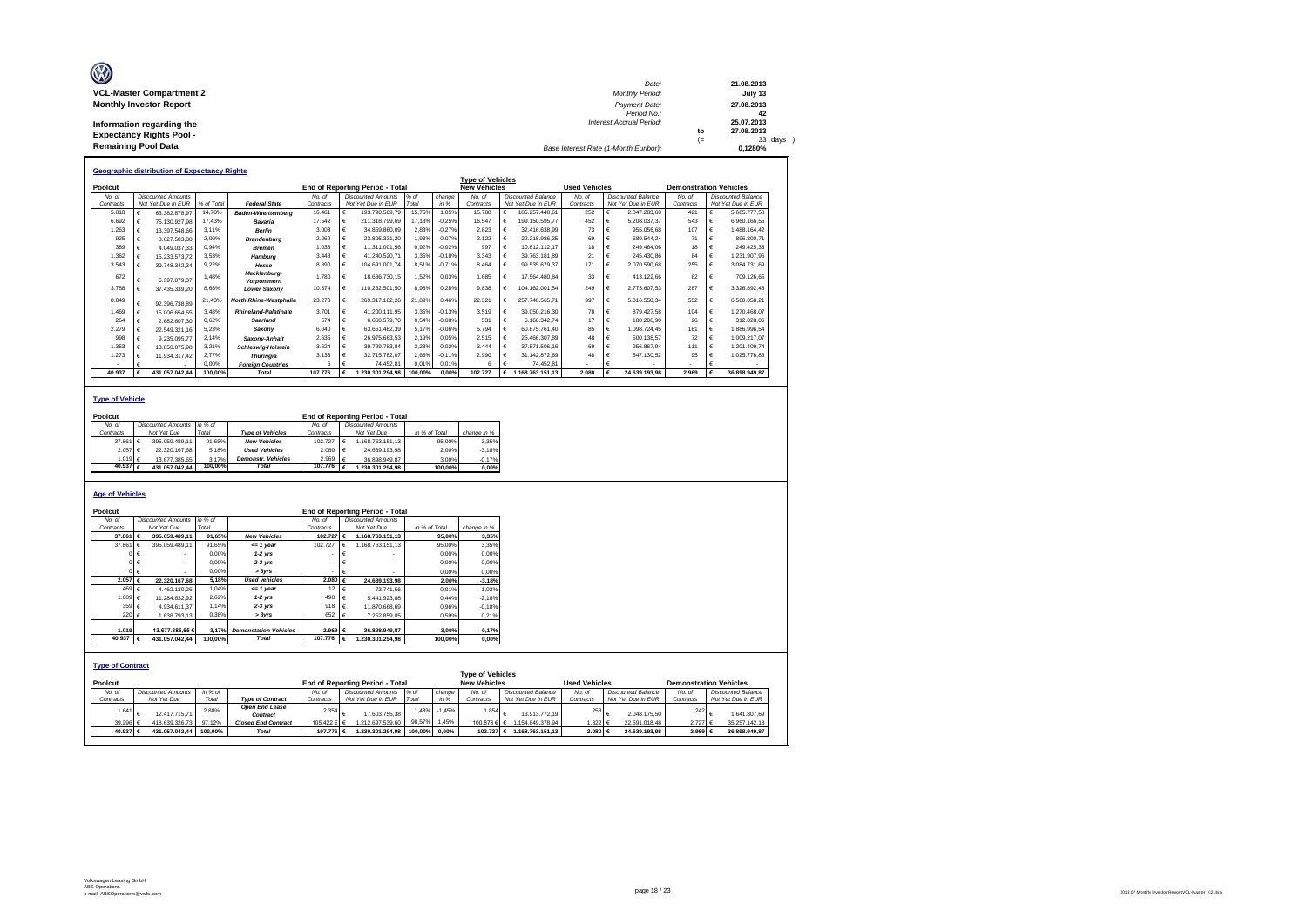**VCL-Master Compartment 2**
**Monthly Investor Report**

**Information regarding the Expectancy Rights Pool - Remaining Pool Data**

| | | |
|---|---|---|
| Date: | | 21.08.2013 |
| Monthly Period: | | July 13 |
| Payment Date: | | 27.08.2013 |
| Period No.: | | 42 |
| Interest Accrual Period: | | 25.07.2013 |
| | to | 27.08.2013 |
| | (= | 33 days ) |
| Base Interest Rate (1-Month Euribor): | | 0,1280% |

### Geographic distribution of Expectancy Rights

| Poolcut | | | | End of Reporting Period - Total | | | | Type of Vehicles New Vehicles | | Used Vehicles | | Demonstration Vehicles | |
|---|---|---|---|---|---|---|---|---|---|---|---|---|---|
| No. of Contracts | Discounted Amounts Not Yet Due in EUR | % of Total | Federal State | No. of Contracts | Discounted Amounts Not Yet Due in EUR | % of Total | change in % | No. of Contracts | Discounted Balance Not Yet Due in EUR | No. of Contracts | Discounted Balance Not Yet Due in EUR | No. of Contracts | Discounted Balance Not Yet Due in EUR |
| 5.818 | € 63.382.878,97 | 14,70% | Baden-Wuerttemberg | 16.461 | € 193.790.509,79 | 15,75% | 1,05% | 15.788 | € 185.257.448,61 | 252 | € 2.847.283,60 | 421 | € 5.685.777,58 |
| 6.692 | € 75.130.927,98 | 17,43% | Bavaria | 17.542 | € 211.318.799,69 | 17,18% | -0,25% | 16.547 | € 199.150.595,77 | 452 | € 5.208.037,37 | 543 | € 6.960.166,55 |
| 1.263 | € 13.397.548,66 | 3,11% | Berlin | 3.003 | € 34.859.860,09 | 2,83% | -0,27% | 2.823 | € 32.416.638,99 | 73 | € 955.056,68 | 107 | € 1.488.164,42 |
| 925 | € 8.627.503,80 | 2,00% | Brandenburg | 2.262 | € 23.805.331,20 | 1,93% | -0,07% | 2.122 | € 22.218.986,25 | 69 | € 689.544,24 | 71 | € 896.800,71 |
| 389 | € 4.049.037,33 | 0,94% | Bremen | 1.033 | € 11.311.001,56 | 0,92% | -0,02% | 997 | € 10.812.112,17 | 18 | € 249.464,06 | 18 | € 249.425,33 |
| 1.362 | € 15.233.573,72 | 3,53% | Hamburg | 3.448 | € 41.240.520,71 | 3,35% | -0,18% | 3.343 | € 39.763.181,89 | 21 | € 245.430,86 | 84 | € 1.231.907,96 |
| 3.543 | € 39.748.342,34 | 9,22% | Hesse | 8.890 | € 104.691.001,74 | 8,51% | -0,71% | 8.464 | € 99.535.679,37 | 171 | € 2.070.590,68 | 255 | € 3.084.731,69 |
| 672 | € 6.397.079,37 | 1,48% | Mecklenburg-Vorpommern | 1.780 | € 18.686.730,15 | 1,52% | 0,03% | 1.685 | € 17.564.480,84 | 33 | € 413.122,66 | 62 | € 709.126,65 |
| 3.788 | € 37.435.339,20 | 8,68% | Lower Saxony | 10.374 | € 110.262.501,50 | 8,96% | 0,28% | 9.838 | € 104.162.001,54 | 249 | € 2.773.607,53 | 287 | € 3.326.892,43 |
| 8.849 | € 92.396.738,89 | 21,43% | North Rhine-Westphalia | 23.270 | € 269.317.182,26 | 21,89% | 0,46% | 22.321 | € 257.740.565,71 | 397 | € 5.016.558,34 | 552 | € 6.560.058,21 |
| 1.469 | € 15.006.654,55 | 3,48% | Rhineland-Palatinate | 3.701 | € 41.200.111,95 | 3,35% | -0,13% | 3.519 | € 39.050.216,30 | 78 | € 879.427,58 | 104 | € 1.270.468,07 |
| 264 | € 2.682.607,30 | 0,62% | Saarland | 574 | € 6.660.579,70 | 0,54% | -0,08% | 531 | € 6.160.342,74 | 17 | € 188.208,90 | 26 | € 312.028,06 |
| 2.279 | € 22.549.321,16 | 5,23% | Saxony | 6.040 | € 63.661.482,39 | 5,17% | -0,06% | 5.794 | € 60.675.761,40 | 85 | € 1.098.724,45 | 161 | € 1.886.996,54 |
| 998 | € 9.235.095,77 | 2,14% | Saxony-Anhalt | 2.635 | € 26.975.663,53 | 2,19% | 0,05% | 2.515 | € 25.466.307,89 | 48 | € 500.138,57 | 72 | € 1.009.217,07 |
| 1.353 | € 13.850.075,98 | 3,21% | Schleswig-Holstein | 3.624 | € 39.729.783,84 | 3,23% | 0,02% | 3.444 | € 37.571.506,16 | 69 | € 956.867,94 | 111 | € 1.201.409,74 |
| 1.273 | € 11.934.317,42 | 2,77% | Thuringia | 3.133 | € 32.715.782,07 | 2,66% | -0,11% | 2.990 | € 31.142.872,69 | 48 | € 547.130,52 | 95 | € 1.025.778,86 |
| - | € - | 0,00% | Foreign Countries | 6 | € 74.452,81 | 0,01% | 0,01% | 6 | € 74.452,81 | - | € - | - | € - |
| 40.937 | € 431.057.042,44 | 100,00% | Total | 107.776 | € 1.230.301.294,98 | 100,00% | 0,00% | 102.727 | € 1.168.763.151,13 | 2.080 | € 24.639.193,98 | 2.969 | € 36.898.949,87 |

### Type of Vehicle

| Poolcut | | | | End of Reporting Period - Total | | | |
|---|---|---|---|---|---|---|---|
| No. of Contracts | Discounted Amounts Not Yet Due | in % of Total | Type of Vehicles | No. of Contracts | Discounted Amounts Not Yet Due | in % of Total | change in % |
| 37.861 | € 395.059.489,11 | 91,65% | New Vehicles | 102.727 | € 1.168.763.151,13 | 95,00% | 3,35% |
| 2.057 | € 22.320.167,68 | 5,18% | Used Vehicles | 2.080 | € 24.639.193,98 | 2,00% | -3,18% |
| 1.019 | € 13.677.385,65 | 3,17% | Demonstr. Vehicles | 2.969 | € 36.898.949,87 | 3,00% | -0,17% |
| 40.937 | € 431.057.042,44 | 100,00% | Total | 107.776 | € 1.230.301.294,98 | 100,00% | 0,00% |

### Age of Vehicles

| Poolcut | | | | End of Reporting Period - Total | | | |
|---|---|---|---|---|---|---|---|
| No. of Contracts | Discounted Amounts Not Yet Due | in % of Total | | No. of Contracts | Discounted Amounts Not Yet Due | in % of Total | change in % |
| **37.861** | **€ 395.059.489,11** | **91,65%** | **New Vehicles** | **102.727** | **€ 1.168.763.151,13** | **95,00%** | **3,35%** |
| 37.861 | € 395.059.489,11 | 91,65% | <= 1 year | 102.727 | € 1.168.763.151,13 | 95,00% | 3,35% |
| 0 | € - | 0,00% | 1-2 yrs | - | € - | 0,00% | 0,00% |
| 0 | € - | 0,00% | 2-3 yrs | - | € - | 0,00% | 0,00% |
| 0 | € - | 0,00% | > 3yrs | - | € - | 0,00% | 0,00% |
| **2.057** | **€ 22.320.167,68** | **5,18%** | **Used vehicles** | **2.080** | **€ 24.639.193,98** | **2,00%** | **-3,18%** |
| 469 | € 4.462.130,26 | 1,04% | <= 1 year | 12 | € 73.741,56 | 0,01% | -1,03% |
| 1.009 | € 11.284.632,92 | 2,62% | 1-2 yrs | 498 | € 5.441.923,88 | 0,44% | -2,18% |
| 359 | € 4.934.611,37 | 1,14% | 2-3 yrs | 918 | € 11.870.668,69 | 0,96% | -0,18% |
| 220 | € 1.638.793,13 | 0,38% | > 3yrs | 652 | € 7.252.859,85 | 0,59% | 0,21% |
| **1.019** | **13.677.385,65 €** | **3,17%** | **Demonstation Vehicles** | **2.969** | **€ 36.898.949,87** | **3,00%** | **-0,17%** |
| **40.937** | **€ 431.057.042,44** | **100,00%** | **Total** | **107.776** | **€ 1.230.301.294,98** | **100,00%** | **0,00%** |

### Type of Contract

| Poolcut | | | | End of Reporting Period - Total | | | | Type of Vehicles New Vehicles | | Used Vehicles | | Demonstration Vehicles | |
|---|---|---|---|---|---|---|---|---|---|---|---|---|---|
| No. of Contracts | Discounted Amounts Not Yet Due | in % of Total | Type of Contract | No. of Contracts | Discounted Amounts Not Yet Due in EUR | % of Total | change in % | No. of Contracts | Discounted Balance Not Yet Due in EUR | No. of Contracts | Discounted Balance Not Yet Due in EUR | No. of Contracts | Discounted Balance Not Yet Due in EUR |
| 1.641 | € 12.417.715,71 | 2,88% | Open End Lease Contract | 2.354 | € 17.603.755,38 | 1,43% | -1,45% | 1.854 | € 13.913.772,19 | 258 | € 2.048.175,50 | 242 | € 1.641.807,69 |
| 39.296 | € 418.639.326,73 | 97,12% | Closed End Contract | 105.422 | € 1.212.697.539,60 | 98,57% | 1,45% | 100.873 | € 1.154.849.378,94 | 1.822 | € 22.591.018,48 | 2.727 | € 35.257.142,18 |
| 40.937 | € 431.057.042,44 | 100,00% | Total | 107.776 | € 1.230.301.294,98 | 100,00% | 0,00% | 102.727 | € 1.168.763.151,13 | 2.080 | € 24.639.193,98 | 2.969 | € 36.898.949,87 |

Volkswagen Leasing GmbH
ABS Operations
e-mail: ABSOperations@vwfs.com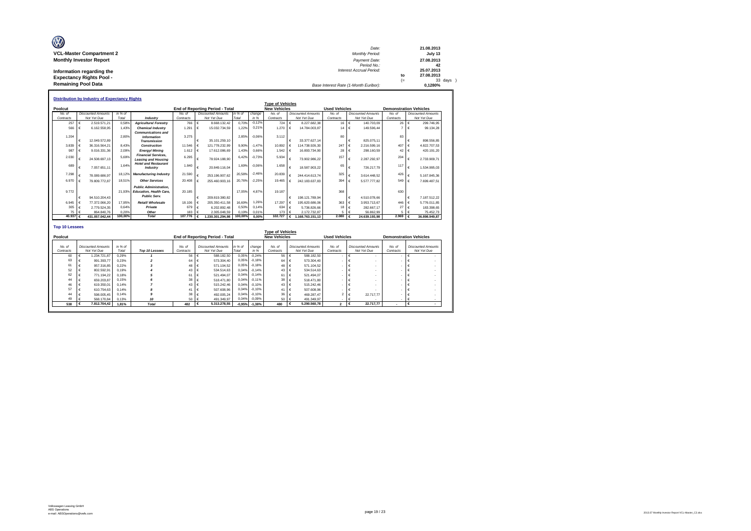**VCL-Master Compartment 2**
**Monthly Investor Report**

**Information regarding the Expectancy Rights Pool - Remaining Pool Data**

| | | | |
|---|---|---|---|
| Date: | 21.08.2013 | | |
| Monthly Period: | July 13 | | |
| Payment Date: | 27.08.2013 | | |
| Period No.: | 42 | | |
| Interest Accrual Period: | 25.07.2013 | | |
| | to | 27.08.2013 | |
| | (= | 33 | days ) |
| Base Interest Rate (1-Month Euribor): | 0,1280% | | |

## Distribution by Industry of Expectancy Rights

| Poolcut | | | | End of Reporting Period - Total | | | | Type of Vehicles New Vehicles | | Used Vehicles | | Demonstration Vehicles | |
|---|---|---|---|---|---|---|---|---|---|---|---|---|---|
| No. of Contracts | Discounted Amounts Not Yet Due | in % of Total | Industry | No. of Contracts | Discounted Amounts Not Yet Due | in % of Total | change in % | No. of Contracts | Discounted Amounts Not Yet Due | No. of Contracts | Discounted Amounts Not Yet Due | No. of Contracts | Discounted Amounts Not Yet Due |
| 257 | € 2.519.571,21 | 0,58% | Agriculture/ Forestry | 766 | € 8.668.132,42 | 0,70% | -0,12% | 724 | € 8.227.682,38 | 16 | € 140.703,09 | 26 | € 299.746,95 |
| 566 | € 6.162.558,95 | 1,43% | Chemical Industry | 1.291 | € 15.032.734,59 | 1,22% | 0,21% | 1.270 | € 14.784.003,87 | 14 | € 149.596,44 | 7 | € 99.134,28 |
| 1.204 | € 12.049.572,89 | 2,80% | Communications and Information Transmission | 3.275 | € 35.101.259,10 | 2,85% | -0,06% | 3.112 | € 33.377.627,14 | 80 | € 825.075,11 | 83 | € 898.556,85 |
| 3.839 | € 36.316.564,21 | 8,43% | Construction | 11.546 | € 121.778.232,99 | 9,90% | -1,47% | 10.892 | € 114.738.926,30 | 247 | € 2.216.599,16 | 407 | € 4.822.707,53 |
| 987 | € 9.016.331,36 | 2,09% | Energy/ Mining | 1.612 | € 17.612.086,69 | 1,43% | 0,66% | 1.542 | € 16.893.734,90 | 28 | € 298.160,59 | 42 | € 420.191,20 |
| 2.030 | € 24.508.697,13 | 5,69% | Financial Services, Leasing and Housing | 6.295 | € 78.924.188,90 | 6,42% | -0,73% | 5.934 | € 73.902.986,22 | 157 | € 2.287.292,97 | 204 | € 2.733.909,71 |
| 689 | € 7.057.651,11 | 1,64% | Hotel and Restaurant Industry | 1.840 | € 20.849.116,04 | 1,69% | -0,06% | 1.658 | € 18.587.903,22 | 65 | € 726.217,79 | 117 | € 1.534.995,03 |
| 7.298 | € 78.089.686,97 | 18,12% | Manufacturing Industry | 21.590 | € 253.196.907,62 | 20,58% | -2,46% | 20.839 | € 244.414.613,74 | 325 | € 3.614.448,52 | 426 | € 5.167.845,36 |
| 6.970 | € 79.809.772,87 | 18,51% | Other Services | 20.408 | € 255.460.903,16 | 20,76% | -2,25% | 19.465 | € 242.183.637,83 | 394 | € 5.577.777,82 | 549 | € 7.699.487,51 |
| 9.772 | € 94.510.204,43 | 21,93% | Public Administration, Education, Health Care, Public Serv. | 20.185 | € 209.819.380,82 | 17,05% | 4,87% | 19.187 | € 198.121.789,94 | 368 | € 4.510.078,66 | 630 | € 7.187.512,22 |
| 6.945 | € 77.372.066,20 | 17,95% | Retail/ Wholesale | 18.106 | € 205.350.411,58 | 16,69% | 1,26% | 17.297 | € 195.620.686,06 | 363 | € 3.953.713,67 | 446 | € 5.776.011,85 |
| 305 | € 2.779.524,35 | 0,64% | Private | 679 | € 6.202.892,48 | 0,50% | 0,14% | 634 | € 5.736.826,66 | 18 | € 282.667,17 | 27 | € 183.398,65 |
| 75 | € 864.840,76 | 0,20% | Other | 183 | € 2.305.048,59 | 0,19% | 0,01% | 173 | € 2.172.732,87 | 5 | € 56.862,99 | 5 | € 75.452,73 |
| **40.937** | **€ 431.057.042,44** | **100,00%** | **Total** | **107.776** | **€ 1.230.301.294,98** | **100,00%** | **0,00%** | **102.727** | **€ 1.168.763.151,13** | **2.080** | **€ 24.639.193,98** | **2.969** | **€ 36.898.949,87** |

## Top 10 Lessees

| Poolcut | | | | End of Reporting Period - Total | | | | Type of Vehicles New Vehicles | | Used Vehicles | | Demonstration Vehicles | |
|---|---|---|---|---|---|---|---|---|---|---|---|---|---|
| No. of Contracts | Discounted Amounts Not Yet Due | in % of Total | Top 10 Lessees | No. of Contracts | Discounted Amounts Not Yet Due | in % of Total | change in % | No. of Contracts | Discounted Amounts Not Yet Due | No. of Contracts | Discounted Amounts Not Yet Due | No. of Contracts | Discounted Amounts Not Yet Due |
| 60 | € 1.234.721,87 | 0,29% | 1 | 56 | € 588.182,50 | 0,05% | -0,24% | 56 | € 588.182,50 | - | € - | - | € - |
| 63 | € 991.393,77 | 0,23% | 2 | 64 | € 573.304,40 | 0,05% | -0,18% | 64 | € 573.304,40 | - | € - | - | € - |
| 61 | € 957.316,85 | 0,22% | 3 | 48 | € 571.104,52 | 0,05% | -0,18% | 48 | € 571.104,52 | - | € - | - | € - |
| 52 | € 802.592,91 | 0,19% | 4 | 43 | € 534.514,63 | 0,04% | -0,14% | 43 | € 534.514,63 | - | € - | - | € - |
| 62 | € 771.194,22 | 0,18% | 5 | 61 | € 521.494,07 | 0,04% | -0,14% | 61 | € 521.494,07 | - | € - | - | € - |
| 44 | € 659.203,87 | 0,15% | 6 | 38 | € 518.471,80 | 0,04% | -0,11% | 38 | € 518.471,80 | - | € - | - | € - |
| 46 | € 619.350,01 | 0,14% | 7 | 43 | € 515.242,46 | 0,04% | -0,10% | 43 | € 515.242,46 | - | € - | - | € - |
| 57 | € 610.754,63 | 0,14% | 8 | 41 | € 507.608,96 | 0,04% | -0,10% | 41 | € 507.608,96 | - | € - | - | € - |
| 44 | € 598.005,45 | 0,14% | 9 | 38 | € 492.005,24 | 0,04% | -0,10% | 36 | € 469.287,47 | 2 | € 22.717,77 | - | € - |
| 49 | € 568.170,84 | 0,13% | 10 | 50 | € 491.349,97 | 0,04% | -0,09% | 50 | € 491.349,97 | - | € - | - | € - |
| **538** | **€ 7.812.704,42** | **1,81%** | **Total** | **482** | **€ 5.313.278,55** | **-0,95%** | **-1,38%** | **480** | **€ 5.290.560,78** | **2** | **€ 22.717,77** | **-** | **€ -** |

Volkswagen Leasing GmbH
ABS Operations
e-mail: ABSOperations@vwfs.com

2013.07 Monthly Investor Report VCL-Master_C2.xlsx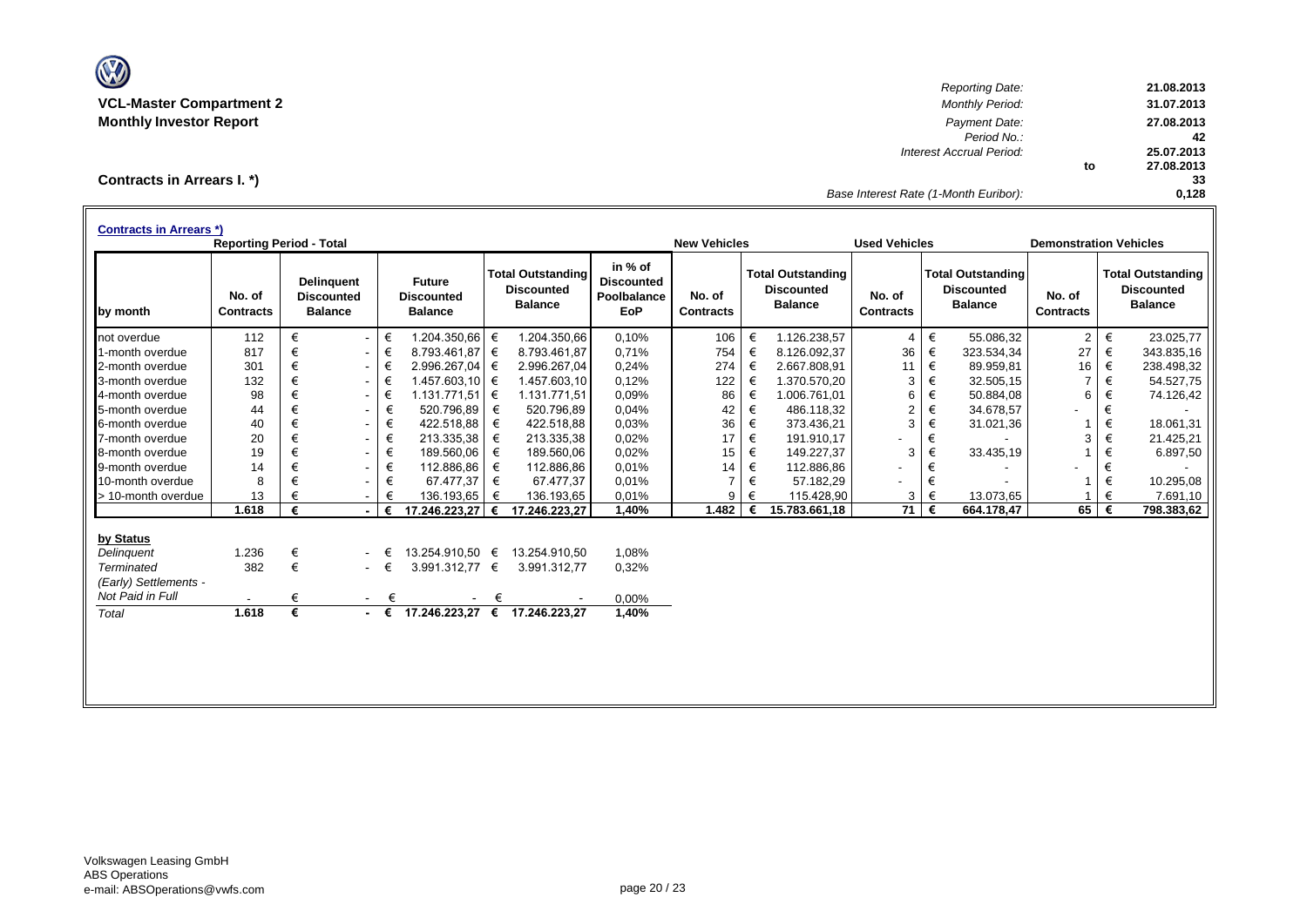**VCL-Master Compartment 2**
**Monthly Investor Report**

| | | |
|---|---|---|
| *Reporting Date:* | | 21.08.2013 |
| *Monthly Period:* | | 31.07.2013 |
| *Payment Date:* | | 27.08.2013 |
| *Period No.:* | | 42 |
| *Interest Accrual Period:* | | 25.07.2013 |
| | to | 27.08.2013 |
| | | 33 |
| *Base Interest Rate (1-Month Euribor):* | | 0,128 |

## Contracts in Arrears I. *)

**Contracts in Arrears *)**

| | Reporting Period - Total | | | | | New Vehicles | | Used Vehicles | | Demonstration Vehicles | |
|---|---|---|---|---|---|---|---|---|---|---|---|
| **by month** | **No. of Contracts** | **Delinquent Discounted Balance** | **Future Discounted Balance** | **Total Outstanding Discounted Balance** | **in % of Discounted Poolbalance EoP** | **No. of Contracts** | **Total Outstanding Discounted Balance** | **No. of Contracts** | **Total Outstanding Discounted Balance** | **No. of Contracts** | **Total Outstanding Discounted Balance** |
| not overdue | 112 | € - | € 1.204.350,66 | € 1.204.350,66 | 0,10% | 106 | € 1.126.238,57 | 4 | € 55.086,32 | 2 | € 23.025,77 |
| 1-month overdue | 817 | € - | € 8.793.461,87 | € 8.793.461,87 | 0,71% | 754 | € 8.126.092,37 | 36 | € 323.534,34 | 27 | € 343.835,16 |
| 2-month overdue | 301 | € - | € 2.996.267,04 | € 2.996.267,04 | 0,24% | 274 | € 2.667.808,91 | 11 | € 89.959,81 | 16 | € 238.498,32 |
| 3-month overdue | 132 | € - | € 1.457.603,10 | € 1.457.603,10 | 0,12% | 122 | € 1.370.570,20 | 3 | € 32.505,15 | 7 | € 54.527,75 |
| 4-month overdue | 98 | € - | € 1.131.771,51 | € 1.131.771,51 | 0,09% | 86 | € 1.006.761,01 | 6 | € 50.884,08 | 6 | € 74.126,42 |
| 5-month overdue | 44 | € - | € 520.796,89 | € 520.796,89 | 0,04% | 42 | € 486.118,32 | 2 | € 34.678,57 | - | € - |
| 6-month overdue | 40 | € - | € 422.518,88 | € 422.518,88 | 0,03% | 36 | € 373.436,21 | 3 | € 31.021,36 | 1 | € 18.061,31 |
| 7-month overdue | 20 | € - | € 213.335,38 | € 213.335,38 | 0,02% | 17 | € 191.910,17 | - | € - | 3 | € 21.425,21 |
| 8-month overdue | 19 | € - | € 189.560,06 | € 189.560,06 | 0,02% | 15 | € 149.227,37 | 3 | € 33.435,19 | 1 | € 6.897,50 |
| 9-month overdue | 14 | € - | € 112.886,86 | € 112.886,86 | 0,01% | 14 | € 112.886,86 | - | € - | - | € - |
| 10-month overdue | 8 | € - | € 67.477,37 | € 67.477,37 | 0,01% | 7 | € 57.182,29 | - | € - | 1 | € 10.295,08 |
| > 10-month overdue | 13 | € - | € 136.193,65 | € 136.193,65 | 0,01% | 9 | € 115.428,90 | 3 | € 13.073,65 | 1 | € 7.691,10 |
| | **1.618** | **€ -** | **€ 17.246.223,27** | **€ 17.246.223,27** | **1,40%** | **1.482** | **€ 15.783.661,18** | **71** | **€ 664.178,47** | **65** | **€ 798.383,62** |

| **by Status** | | | | | |
|---|---|---|---|---|---|
| *Delinquent* | 1.236 | € - | € 13.254.910,50 | € 13.254.910,50 | 1,08% |
| *Terminated* | 382 | € - | € 3.991.312,77 | € 3.991.312,77 | 0,32% |
| *(Early) Settlements - Not Paid in Full* | - | € - | € - | € - | 0,00% |
| *Total* | **1.618** | **€ -** | **€ 17.246.223,27** | **€ 17.246.223,27** | **1,40%** |

Volkswagen Leasing GmbH
ABS Operations
e-mail: ABSOperations@vwfs.com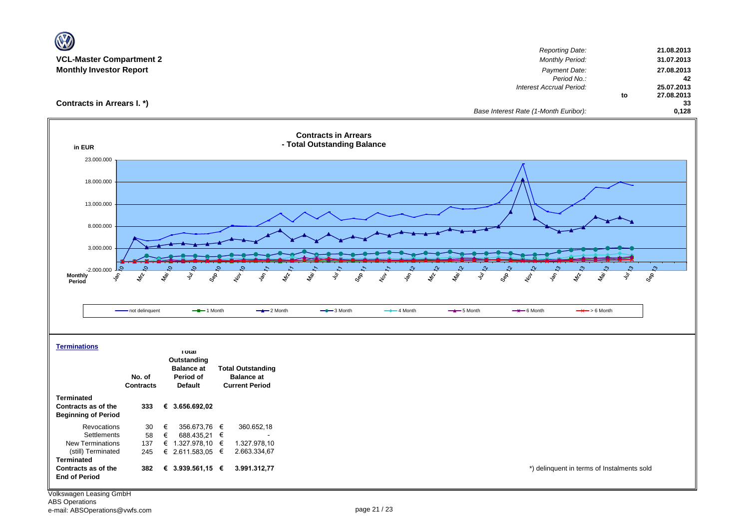**VCL-Master Compartment 2**
**Monthly Investor Report**

| | | |
|---|---|---|
| *Reporting Date:* | | **21.08.2013** |
| *Monthly Period:* | | **31.07.2013** |
| *Payment Date:* | | **27.08.2013** |
| *Period No.:* | | **42** |
| *Interest Accrual Period:* | | **25.07.2013** |
| | **to** | **27.08.2013** |
| | | **33** |
| *Base Interest Rate (1-Month Euribor):* | | **0,128** |

## Contracts in Arrears I. *)

**Contracts in Arrears - Total Outstanding Balance**

in EUR

Legend: not delinquent, 1 Month, 2 Month, 3 Month, 4 Month, 5 Month, 6 Month, > 6 Month

Monthly Period: Jan 10 – Sep 13

**Terminations**

| | No. of Contracts | Total Outstanding Balance at Period of Default | Total Outstanding Balance at Current Period |
|---|---|---|---|
| **Terminated Contracts as of the Beginning of Period** | **333** | **€ 3.656.692,02** | |
| Revocations | 30 | € 356.673,76 | € 360.652,18 |
| Settlements | 58 | € 688.435,21 | € - |
| New Terminations | 137 | € 1.327.978,10 | € 1.327.978,10 |
| (still) Terminated | 245 | € 2.611.583,05 | € 2.663.334,67 |
| **Terminated Contracts as of the End of Period** | **382** | **€ 3.939.561,15** | **€ 3.991.312,77** |

*) delinquent in terms of Instalments sold

Volkswagen Leasing GmbH
ABS Operations
e-mail: ABSOperations@vwfs.com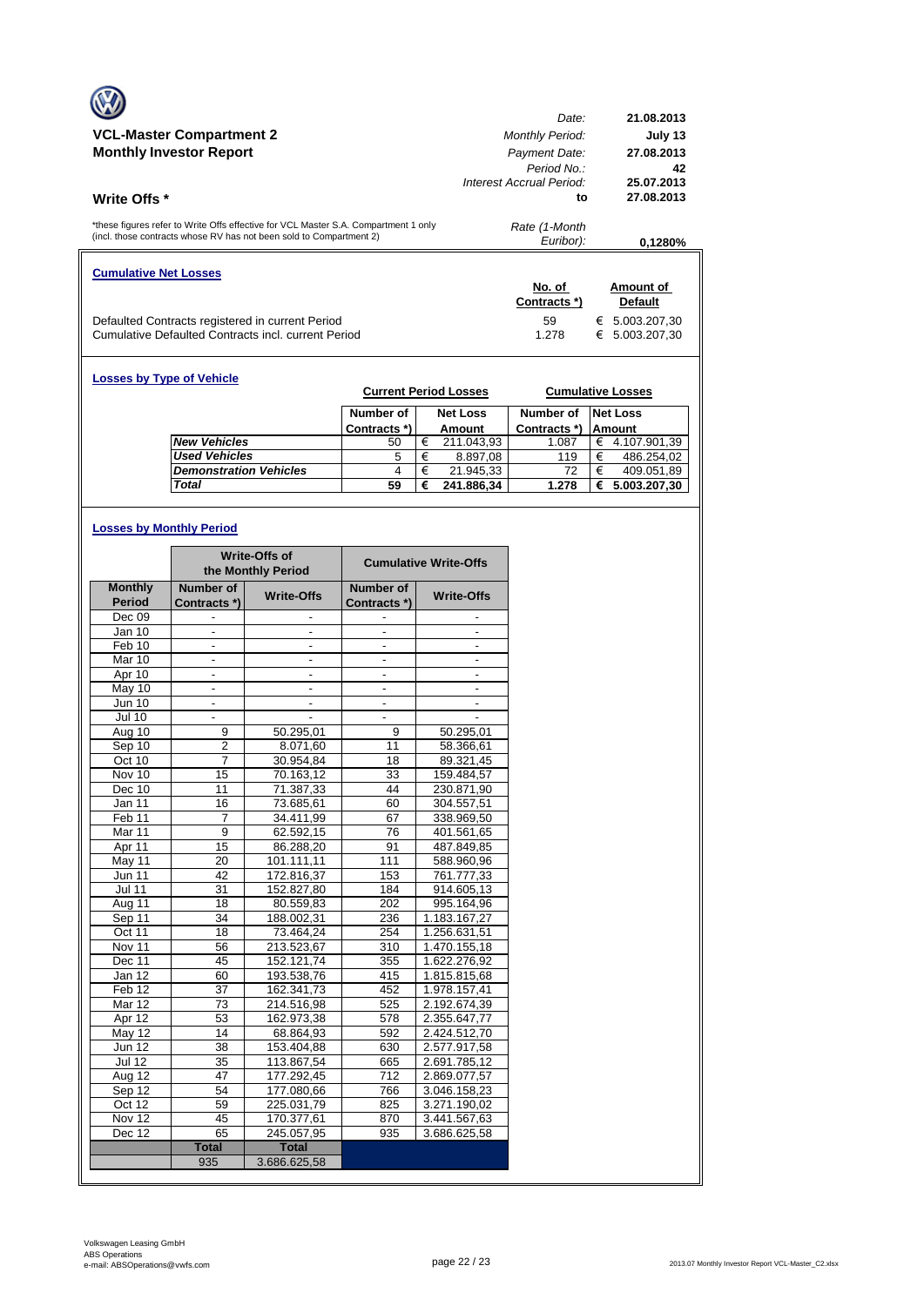## VCL-Master Compartment 2
## Monthly Investor Report

| | |
|---|---|
| Date: | 21.08.2013 |
| Monthly Period: | July 13 |
| Payment Date: | 27.08.2013 |
| Period No.: | 42 |
| Interest Accrual Period: | 25.07.2013 |
| to | 27.08.2013 |
| Rate (1-Month Euribor): | 0,1280% |

### Write Offs *

*these figures refer to Write Offs effective for VCL Master S.A. Compartment 1 only (incl. those contracts whose RV has not been sold to Compartment 2)

### Cumulative Net Losses

| | No. of Contracts *) | Amount of Default |
|---|---|---|
| Defaulted Contracts registered in current Period | 59 | € 5.003.207,30 |
| Cumulative Defaulted Contracts incl. current Period | 1.278 | € 5.003.207,30 |

### Losses by Type of Vehicle

| | Current Period Losses | | Cumulative Losses | |
|---|---|---|---|---|
| | Number of Contracts *) | Net Loss Amount | Number of Contracts *) | Net Loss Amount |
| *New Vehicles* | 50 | € 211.043,93 | 1.087 | € 4.107.901,39 |
| *Used Vehicles* | 5 | € 8.897,08 | 119 | € 486.254,02 |
| *Demonstration Vehicles* | 4 | € 21.945,33 | 72 | € 409.051,89 |
| ***Total*** | **59** | **€ 241.886,34** | **1.278** | **€ 5.003.207,30** |

### Losses by Monthly Period

| | Write-Offs of the Monthly Period | | Cumulative Write-Offs | |
|---|---|---|---|---|
| Monthly Period | Number of Contracts *) | Write-Offs | Number of Contracts *) | Write-Offs |
| Dec 09 | - | - | - | - |
| Jan 10 | - | - | - | - |
| Feb 10 | - | - | - | - |
| Mar 10 | - | - | - | - |
| Apr 10 | - | - | - | - |
| May 10 | - | - | - | - |
| Jun 10 | - | - | - | - |
| Jul 10 | - | - | - | - |
| Aug 10 | 9 | 50.295,01 | 9 | 50.295,01 |
| Sep 10 | 2 | 8.071,60 | 11 | 58.366,61 |
| Oct 10 | 7 | 30.954,84 | 18 | 89.321,45 |
| Nov 10 | 15 | 70.163,12 | 33 | 159.484,57 |
| Dec 10 | 11 | 71.387,33 | 44 | 230.871,90 |
| Jan 11 | 16 | 73.685,61 | 60 | 304.557,51 |
| Feb 11 | 7 | 34.411,99 | 67 | 338.969,50 |
| Mar 11 | 9 | 62.592,15 | 76 | 401.561,65 |
| Apr 11 | 15 | 86.288,20 | 91 | 487.849,85 |
| May 11 | 20 | 101.111,11 | 111 | 588.960,96 |
| Jun 11 | 42 | 172.816,37 | 153 | 761.777,33 |
| Jul 11 | 31 | 152.827,80 | 184 | 914.605,13 |
| Aug 11 | 18 | 80.559,83 | 202 | 995.164,96 |
| Sep 11 | 34 | 188.002,31 | 236 | 1.183.167,27 |
| Oct 11 | 18 | 73.464,24 | 254 | 1.256.631,51 |
| Nov 11 | 56 | 213.523,67 | 310 | 1.470.155,18 |
| Dec 11 | 45 | 152.121,74 | 355 | 1.622.276,92 |
| Jan 12 | 60 | 193.538,76 | 415 | 1.815.815,68 |
| Feb 12 | 37 | 162.341,73 | 452 | 1.978.157,41 |
| Mar 12 | 73 | 214.516,98 | 525 | 2.192.674,39 |
| Apr 12 | 53 | 162.973,38 | 578 | 2.355.647,77 |
| May 12 | 14 | 68.864,93 | 592 | 2.424.512,70 |
| Jun 12 | 38 | 153.404,88 | 630 | 2.577.917,58 |
| Jul 12 | 35 | 113.867,54 | 665 | 2.691.785,12 |
| Aug 12 | 47 | 177.292,45 | 712 | 2.869.077,57 |
| Sep 12 | 54 | 177.080,66 | 766 | 3.046.158,23 |
| Oct 12 | 59 | 225.031,79 | 825 | 3.271.190,02 |
| Nov 12 | 45 | 170.377,61 | 870 | 3.441.567,63 |
| Dec 12 | 65 | 245.057,95 | 935 | 3.686.625,58 |
| | **Total** | **Total** | | |
| | 935 | 3.686.625,58 | | |

Volkswagen Leasing GmbH
ABS Operations
e-mail: ABSOperations@vwfs.com

2013.07 Monthly Investor Report VCL-Master_C2.xlsx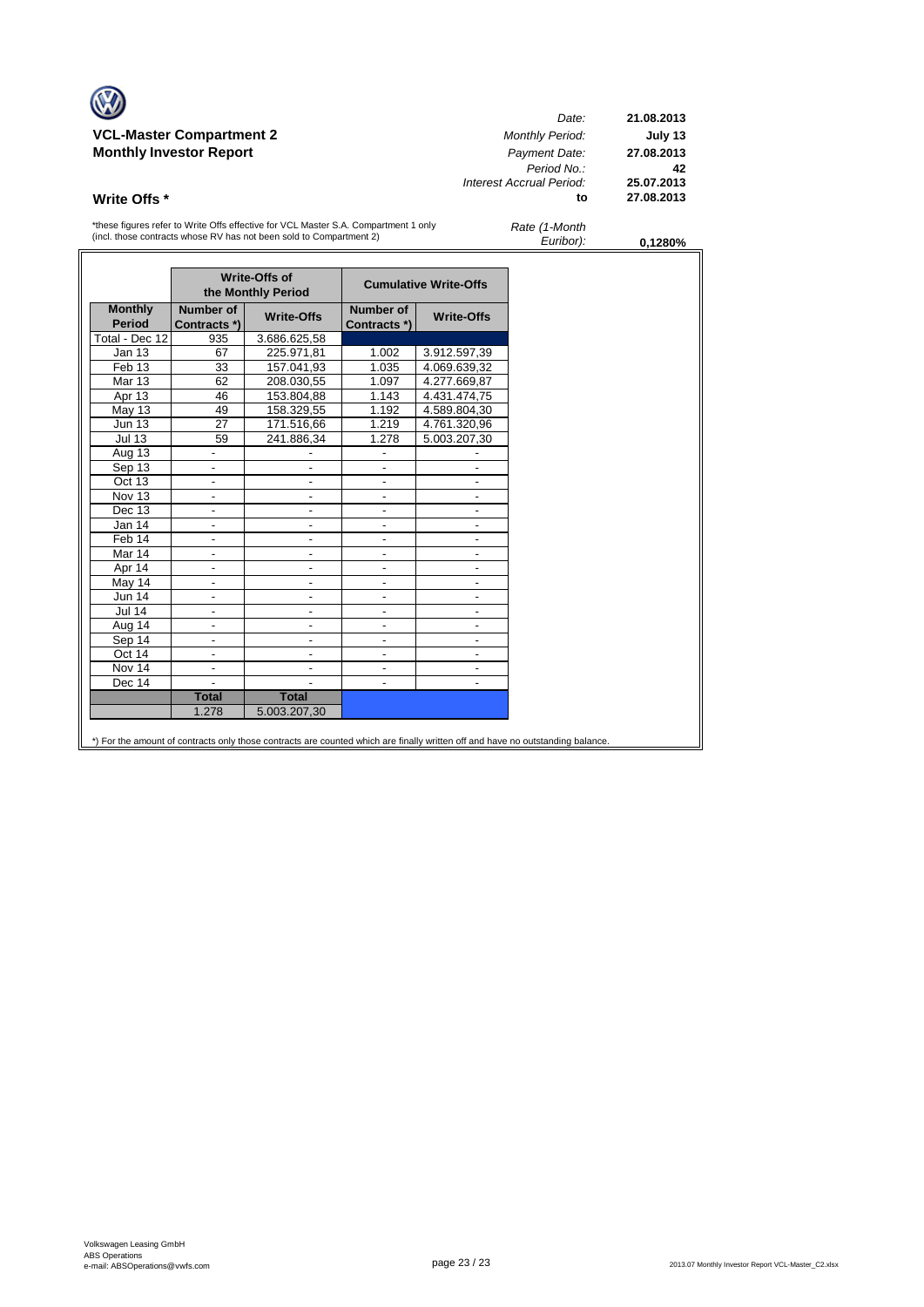## VCL-Master Compartment 2
## Monthly Investor Report

| | |
|---|---|
| *Date:* | **21.08.2013** |
| *Monthly Period:* | **July 13** |
| *Payment Date:* | **27.08.2013** |
| *Period No.:* | **42** |
| *Interest Accrual Period:* | **25.07.2013** |
| **to** | **27.08.2013** |
| *Rate (1-Month Euribor):* | **0,1280%** |

### Write Offs *

*these figures refer to Write Offs effective for VCL Master S.A. Compartment 1 only (incl. those contracts whose RV has not been sold to Compartment 2)

| | Write-Offs of the Monthly Period | | Cumulative Write-Offs | |
|---|---|---|---|---|
| **Monthly Period** | **Number of Contracts *)** | **Write-Offs** | **Number of Contracts *)** | **Write-Offs** |
| Total - Dec 12 | 935 | 3.686.625,58 | | |
| Jan 13 | 67 | 225.971,81 | 1.002 | 3.912.597,39 |
| Feb 13 | 33 | 157.041,93 | 1.035 | 4.069.639,32 |
| Mar 13 | 62 | 208.030,55 | 1.097 | 4.277.669,87 |
| Apr 13 | 46 | 153.804,88 | 1.143 | 4.431.474,75 |
| May 13 | 49 | 158.329,55 | 1.192 | 4.589.804,30 |
| Jun 13 | 27 | 171.516,66 | 1.219 | 4.761.320,96 |
| Jul 13 | 59 | 241.886,34 | 1.278 | 5.003.207,30 |
| Aug 13 | - | - | - | - |
| Sep 13 | - | - | - | - |
| Oct 13 | - | - | - | - |
| Nov 13 | - | - | - | - |
| Dec 13 | - | - | - | - |
| Jan 14 | - | - | - | - |
| Feb 14 | - | - | - | - |
| Mar 14 | - | - | - | - |
| Apr 14 | - | - | - | - |
| May 14 | - | - | - | - |
| Jun 14 | - | - | - | - |
| Jul 14 | - | - | - | - |
| Aug 14 | - | - | - | - |
| Sep 14 | - | - | - | - |
| Oct 14 | - | - | - | - |
| Nov 14 | - | - | - | - |
| Dec 14 | - | - | - | - |
| | **Total** | **Total** | | |
| | 1.278 | 5.003.207,30 | | |

*) For the amount of contracts only those contracts are counted which are finally written off and have no outstanding balance.

Volkswagen Leasing GmbH
ABS Operations
e-mail: ABSOperations@vwfs.com

2013.07 Monthly Investor Report VCL-Master_C2.xlsx